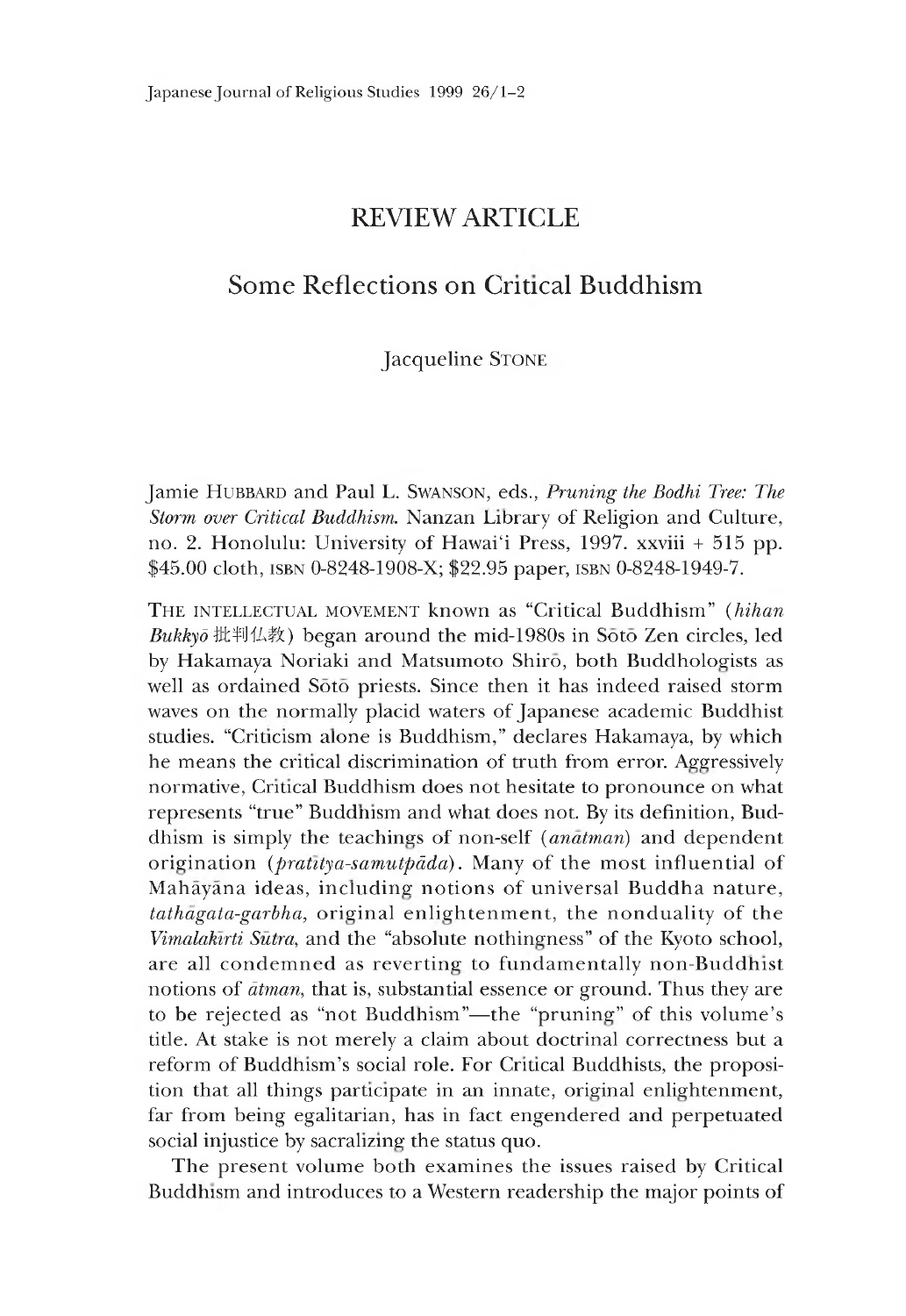# REVIEW ARTICLE

## Some Reflections on Critical Buddhism

Jacqueline STONE

Jamie HUBBARD and Paul L. SWANSON, eds., *Pruning the Bodhi Tree: The Storm over Critical Buddhism.* Nanzan Library of Religion and Culture, no. 2. Honolulu: University of Hawai'i Press, 1997. xxviii + 515 pp. $45.00 cloth, ISBN 0-8248-1908-X; $22.95 paper, ISBN 0-8248-1949-7.

THE INTELLECTUAL MOVEMENT known as "Critical Buddhism" (*hihan Bukkyō* 批判仏教) began around the mid-1980s in Sōtō Zen circles, led by Hakamaya Noriaki and Matsumoto Shirō, both Buddhologists as well as ordained Sōtō priests. Since then it has indeed raised storm waves on the normally placid waters of Japanese academic Buddhist studies. "Criticism alone is Buddhism," declares Hakamaya, by which he means the critical discrimination of truth from error. Aggressively normative, Critical Buddhism does not hesitate to pronounce on what represents "true" Buddhism and what does not. By its definition, Buddhism is simply the teachings of non-self (*anātman*) and dependent origination (*pratītya-samutpāda*). Many of the most influential of Mahāyāna ideas, including notions of universal Buddha nature, *tathāgata-garbha,* original enlightenment, the nonduality of the *Vimalakīrti Sūtra,* and the "absolute nothingness" of the Kyoto school, are all condemned as reverting to fundamentally non-Buddhist notions of *ātman,* that is, substantial essence or ground. Thus they are to be rejected as "not Buddhism"—the "pruning" of this volume's title. At stake is not merely a claim about doctrinal correctness but a reform of Buddhism's social role. For Critical Buddhists, the proposition that all things participate in an innate, original enlightenment, far from being egalitarian, has in fact engendered and perpetuated social injustice by sacralizing the status quo.

The present volume both examines the issues raised by Critical Buddhism and introduces to a Western readership the major points of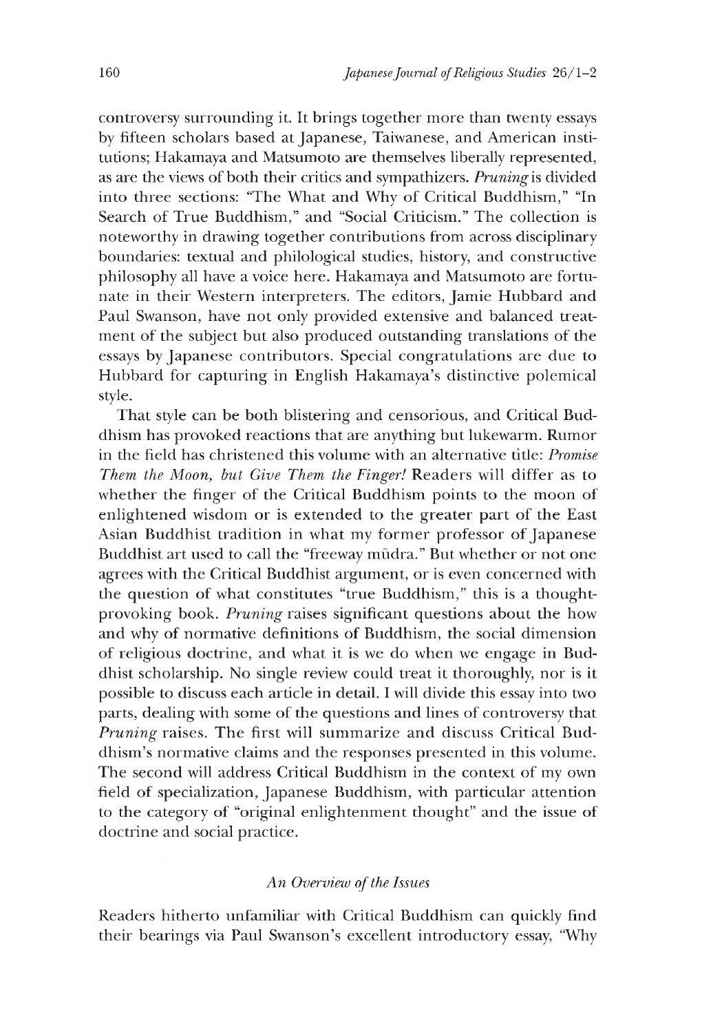controversy surrounding it. It brings together more than twenty essays by fifteen scholars based at Japanese, Taiwanese, and American institutions; Hakamaya and Matsumoto are themselves liberally represented, as are the views of both their critics and sympathizers. *Pruning* is divided into three sections: "The What and Why of Critical Buddhism," "In Search of True Buddhism," and "Social Criticism." The collection is noteworthy in drawing together contributions from across disciplinary boundaries: textual and philological studies, history, and constructive philosophy all have a voice here. Hakamaya and Matsumoto are fortunate in their Western interpreters. The editors, Jamie Hubbard and Paul Swanson, have not only provided extensive and balanced treatment of the subject but also produced outstanding translations of the essays by Japanese contributors. Special congratulations are due to Hubbard for capturing in English Hakamaya's distinctive polemical style.

That style can be both blistering and censorious, and Critical Buddhism has provoked reactions that are anything but lukewarm. Rumor in the field has christened this volume with an alternative title: *Promise Them the Moon, but Give Them the Finger!* Readers will differ as to whether the finger of the Critical Buddhism points to the moon of enlightened wisdom or is extended to the greater part of the East Asian Buddhist tradition in what my former professor of Japanese Buddhist art used to call the "freeway mūdra." But whether or not one agrees with the Critical Buddhist argument, or is even concerned with the question of what constitutes "true Buddhism," this is a thought-provoking book. *Pruning* raises significant questions about the how and why of normative definitions of Buddhism, the social dimension of religious doctrine, and what it is we do when we engage in Buddhist scholarship. No single review could treat it thoroughly, nor is it possible to discuss each article in detail. I will divide this essay into two parts, dealing with some of the questions and lines of controversy that *Pruning* raises. The first will summarize and discuss Critical Buddhism's normative claims and the responses presented in this volume. The second will address Critical Buddhism in the context of my own field of specialization, Japanese Buddhism, with particular attention to the category of "original enlightenment thought" and the issue of doctrine and social practice.

### *An Overview of the Issues*

Readers hitherto unfamiliar with Critical Buddhism can quickly find their bearings via Paul Swanson's excellent introductory essay, "Why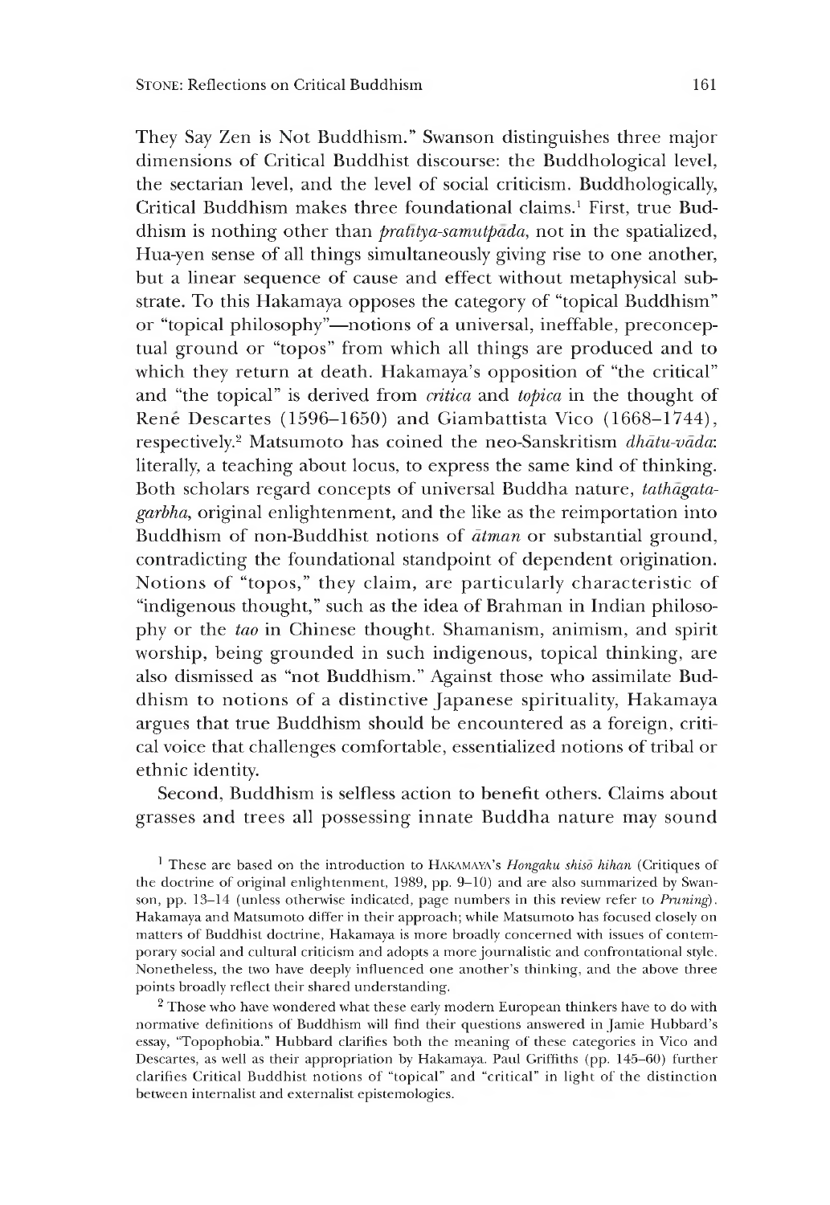They Say Zen is Not Buddhism." Swanson distinguishes three major dimensions of Critical Buddhist discourse: the Buddhological level, the sectarian level, and the level of social criticism. Buddhologically, Critical Buddhism makes three foundational claims.[1] First, true Buddhism is nothing other than *pratītya-samutpāda*, not in the spatialized, Hua-yen sense of all things simultaneously giving rise to one another, but a linear sequence of cause and effect without metaphysical substrate. To this Hakamaya opposes the category of "topical Buddhism" or "topical philosophy"—notions of a universal, ineffable, preconceptual ground or "topos" from which all things are produced and to which they return at death. Hakamaya's opposition of "the critical" and "the topical" is derived from *critica* and *topica* in the thought of René Descartes (1596–1650) and Giambattista Vico (1668–1744), respectively.[2] Matsumoto has coined the neo-Sanskritism *dhātu-vāda*: literally, a teaching about locus, to express the same kind of thinking. Both scholars regard concepts of universal Buddha nature, *tathāgata-garbha*, original enlightenment, and the like as the reimportation into Buddhism of non-Buddhist notions of *ātman* or substantial ground, contradicting the foundational standpoint of dependent origination. Notions of "topos," they claim, are particularly characteristic of "indigenous thought," such as the idea of Brahman in Indian philosophy or the *tao* in Chinese thought. Shamanism, animism, and spirit worship, being grounded in such indigenous, topical thinking, are also dismissed as "not Buddhism." Against those who assimilate Buddhism to notions of a distinctive Japanese spirituality, Hakamaya argues that true Buddhism should be encountered as a foreign, critical voice that challenges comfortable, essentialized notions of tribal or ethnic identity.

Second, Buddhism is selfless action to benefit others. Claims about grasses and trees all possessing innate Buddha nature may sound

---

[1] These are based on the introduction to Hakamaya's *Hongaku shisō hihan* (Critiques of the doctrine of original enlightenment, 1989, pp. 9–10) and are also summarized by Swanson, pp. 13–14 (unless otherwise indicated, page numbers in this review refer to *Pruning*). Hakamaya and Matsumoto differ in their approach; while Matsumoto has focused closely on matters of Buddhist doctrine, Hakamaya is more broadly concerned with issues of contemporary social and cultural criticism and adopts a more journalistic and confrontational style. Nonetheless, the two have deeply influenced one another's thinking, and the above three points broadly reflect their shared understanding.

[2] Those who have wondered what these early modern European thinkers have to do with normative definitions of Buddhism will find their questions answered in Jamie Hubbard's essay, "Topophobia." Hubbard clarifies both the meaning of these categories in Vico and Descartes, as well as their appropriation by Hakamaya. Paul Griffiths (pp. 145–60) further clarifies Critical Buddhist notions of "topical" and "critical" in light of the distinction between internalist and externalist epistemologies.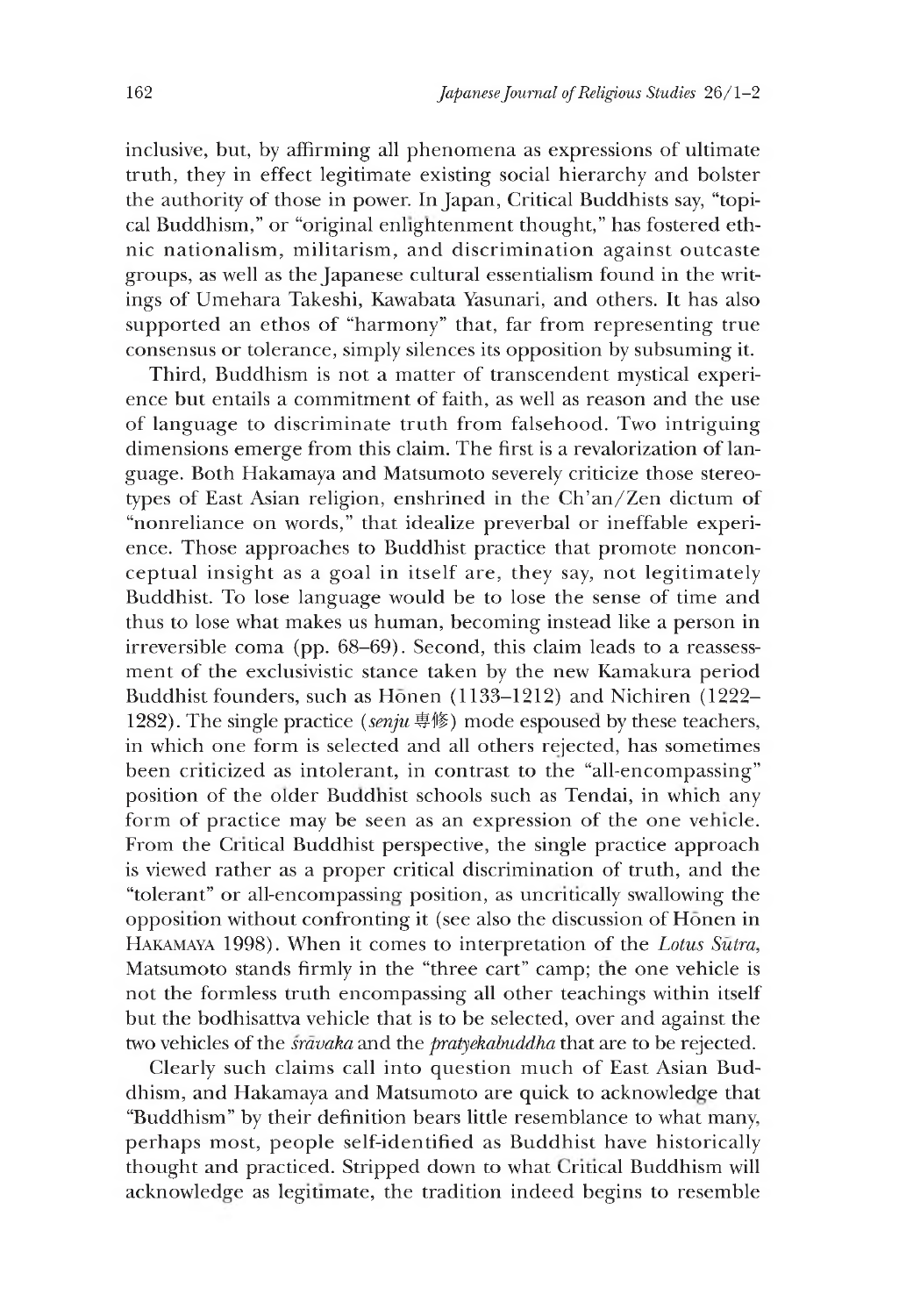inclusive, but, by affirming all phenomena as expressions of ultimate truth, they in effect legitimate existing social hierarchy and bolster the authority of those in power. In Japan, Critical Buddhists say, "topical Buddhism," or "original enlightenment thought," has fostered ethnic nationalism, militarism, and discrimination against outcaste groups, as well as the Japanese cultural essentialism found in the writings of Umehara Takeshi, Kawabata Yasunari, and others. It has also supported an ethos of "harmony" that, far from representing true consensus or tolerance, simply silences its opposition by subsuming it.

Third, Buddhism is not a matter of transcendent mystical experience but entails a commitment of faith, as well as reason and the use of language to discriminate truth from falsehood. Two intriguing dimensions emerge from this claim. The first is a revalorization of language. Both Hakamaya and Matsumoto severely criticize those stereotypes of East Asian religion, enshrined in the Ch'an/Zen dictum of "nonreliance on words," that idealize preverbal or ineffable experience. Those approaches to Buddhist practice that promote nonconceptual insight as a goal in itself are, they say, not legitimately Buddhist. To lose language would be to lose the sense of time and thus to lose what makes us human, becoming instead like a person in irreversible coma (pp. 68–69). Second, this claim leads to a reassessment of the exclusivistic stance taken by the new Kamakura period Buddhist founders, such as Hōnen (1133–1212) and Nichiren (1222–1282). The single practice (*senju* 専修) mode espoused by these teachers, in which one form is selected and all others rejected, has sometimes been criticized as intolerant, in contrast to the "all-encompassing" position of the older Buddhist schools such as Tendai, in which any form of practice may be seen as an expression of the one vehicle. From the Critical Buddhist perspective, the single practice approach is viewed rather as a proper critical discrimination of truth, and the "tolerant" or all-encompassing position, as uncritically swallowing the opposition without confronting it (see also the discussion of Hōnen in Hakamaya 1998). When it comes to interpretation of the *Lotus Sūtra*, Matsumoto stands firmly in the "three cart" camp; the one vehicle is not the formless truth encompassing all other teachings within itself but the bodhisattva vehicle that is to be selected, over and against the two vehicles of the *śrāvaka* and the *pratyekabuddha* that are to be rejected.

Clearly such claims call into question much of East Asian Buddhism, and Hakamaya and Matsumoto are quick to acknowledge that "Buddhism" by their definition bears little resemblance to what many, perhaps most, people self-identified as Buddhist have historically thought and practiced. Stripped down to what Critical Buddhism will acknowledge as legitimate, the tradition indeed begins to resemble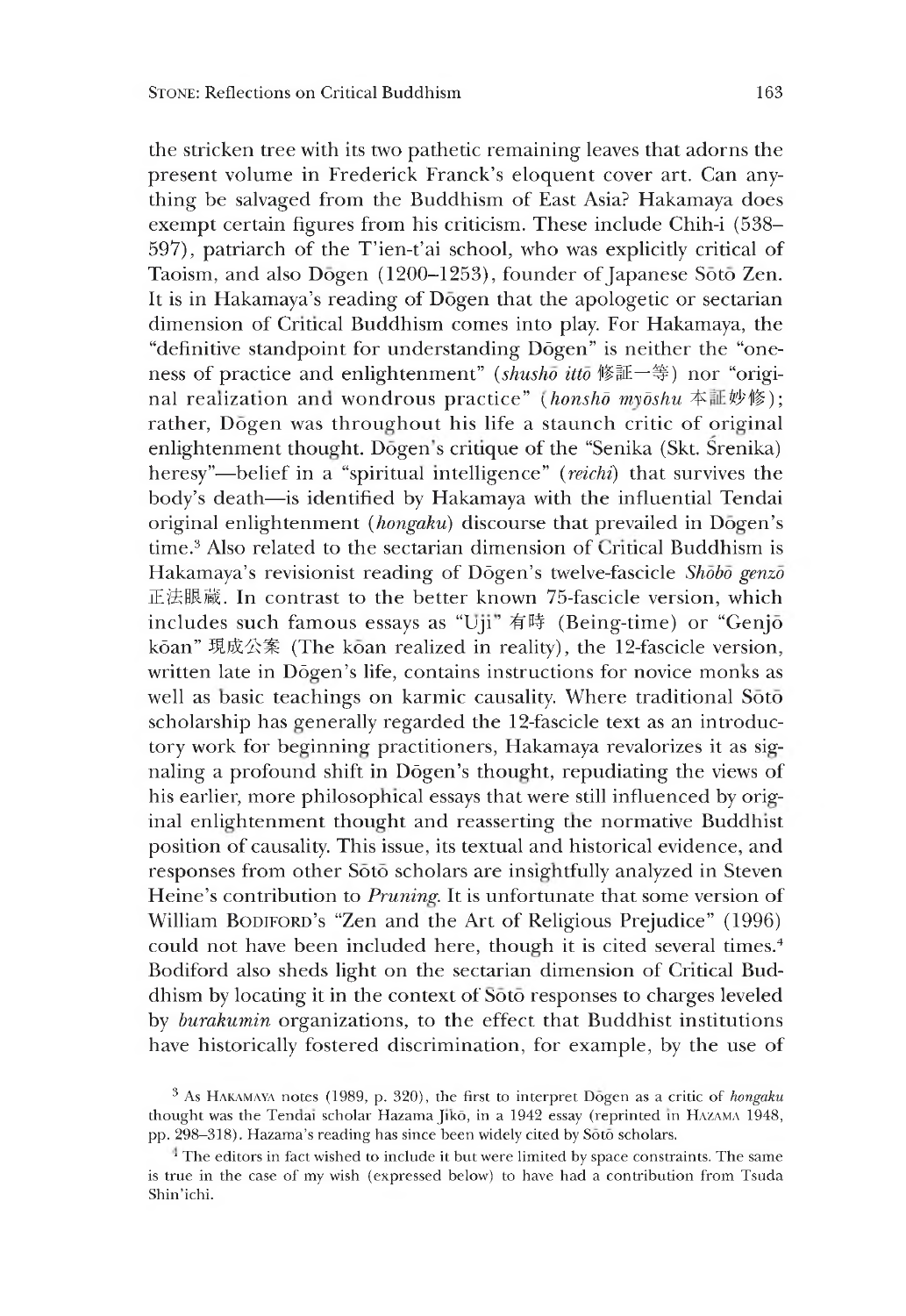the stricken tree with its two pathetic remaining leaves that adorns the present volume in Frederick Franck's eloquent cover art. Can anything be salvaged from the Buddhism of East Asia? Hakamaya does exempt certain figures from his criticism. These include Chih-i (538–597), patriarch of the T'ien-t'ai school, who was explicitly critical of Taoism, and also Dōgen (1200–1253), founder of Japanese Sōtō Zen. It is in Hakamaya's reading of Dōgen that the apologetic or sectarian dimension of Critical Buddhism comes into play. For Hakamaya, the "definitive standpoint for understanding Dōgen" is neither the "oneness of practice and enlightenment" (*shushō ittō* 修証一等) nor "original realization and wondrous practice" (*honshō myōshu* 本証妙修); rather, Dōgen was throughout his life a staunch critic of original enlightenment thought. Dōgen's critique of the "Senika (Skt. Śrenika) heresy"—belief in a "spiritual intelligence" (*reichi*) that survives the body's death—is identified by Hakamaya with the influential Tendai original enlightenment (*hongaku*) discourse that prevailed in Dōgen's time.[3] Also related to the sectarian dimension of Critical Buddhism is Hakamaya's revisionist reading of Dōgen's twelve-fascicle *Shōbō genzō* 正法眼蔵. In contrast to the better known 75-fascicle version, which includes such famous essays as "Uji" 有時 (Being-time) or "Genjō kōan" 現成公案 (The kōan realized in reality), the 12-fascicle version, written late in Dōgen's life, contains instructions for novice monks as well as basic teachings on karmic causality. Where traditional Sōtō scholarship has generally regarded the 12-fascicle text as an introductory work for beginning practitioners, Hakamaya revalorizes it as signaling a profound shift in Dōgen's thought, repudiating the views of his earlier, more philosophical essays that were still influenced by original enlightenment thought and reasserting the normative Buddhist position of causality. This issue, its textual and historical evidence, and responses from other Sōtō scholars are insightfully analyzed in Steven Heine's contribution to *Pruning*. It is unfortunate that some version of William BODIFORD's "Zen and the Art of Religious Prejudice" (1996) could not have been included here, though it is cited several times.[4] Bodiford also sheds light on the sectarian dimension of Critical Buddhism by locating it in the context of Sōtō responses to charges leveled by *burakumin* organizations, to the effect that Buddhist institutions have historically fostered discrimination, for example, by the use of

[3] As HAKAMAYA notes (1989, p. 320), the first to interpret Dōgen as a critic of *hongaku* thought was the Tendai scholar Hazama Jikō, in a 1942 essay (reprinted in HAZAMA 1948, pp. 298–318). Hazama's reading has since been widely cited by Sōtō scholars.

[4] The editors in fact wished to include it but were limited by space constraints. The same is true in the case of my wish (expressed below) to have had a contribution from Tsuda Shin'ichi.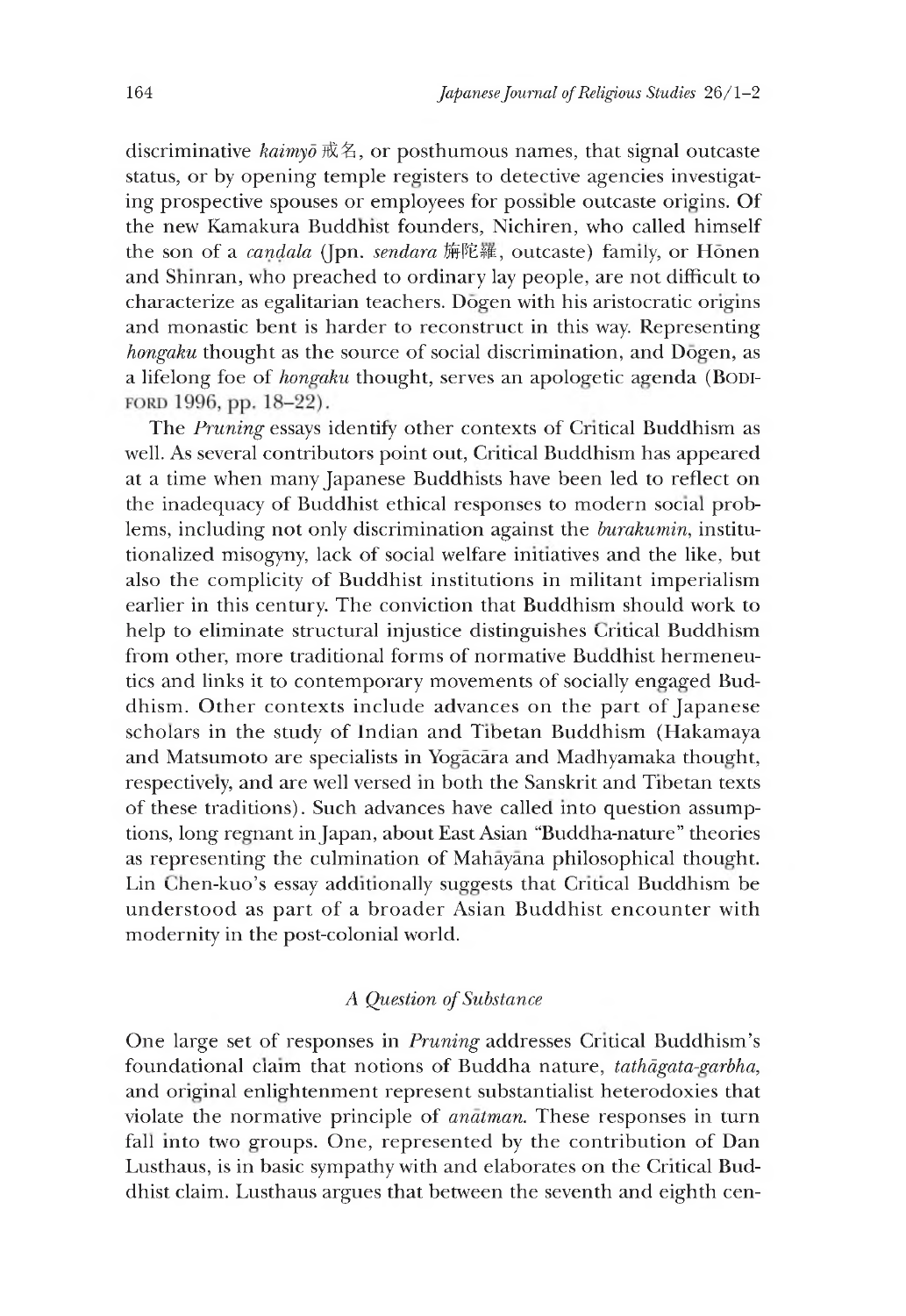discriminative *kaimyō* 戒名, or posthumous names, that signal outcaste status, or by opening temple registers to detective agencies investigating prospective spouses or employees for possible outcaste origins. Of the new Kamakura Buddhist founders, Nichiren, who called himself the son of a *caṇḍala* (Jpn. *sendara* 旃陀羅, outcaste) family, or Hōnen and Shinran, who preached to ordinary lay people, are not difficult to characterize as egalitarian teachers. Dōgen with his aristocratic origins and monastic bent is harder to reconstruct in this way. Representing *hongaku* thought as the source of social discrimination, and Dōgen, as a lifelong foe of *hongaku* thought, serves an apologetic agenda (BODIFORD 1996, pp. 18–22).

The *Pruning* essays identify other contexts of Critical Buddhism as well. As several contributors point out, Critical Buddhism has appeared at a time when many Japanese Buddhists have been led to reflect on the inadequacy of Buddhist ethical responses to modern social problems, including not only discrimination against the *burakumin*, institutionalized misogyny, lack of social welfare initiatives and the like, but also the complicity of Buddhist institutions in militant imperialism earlier in this century. The conviction that Buddhism should work to help to eliminate structural injustice distinguishes Critical Buddhism from other, more traditional forms of normative Buddhist hermeneutics and links it to contemporary movements of socially engaged Buddhism. Other contexts include advances on the part of Japanese scholars in the study of Indian and Tibetan Buddhism (Hakamaya and Matsumoto are specialists in Yogācāra and Madhyamaka thought, respectively, and are well versed in both the Sanskrit and Tibetan texts of these traditions). Such advances have called into question assumptions, long regnant in Japan, about East Asian "Buddha-nature" theories as representing the culmination of Mahāyāna philosophical thought. Lin Chen-kuo's essay additionally suggests that Critical Buddhism be understood as part of a broader Asian Buddhist encounter with modernity in the post-colonial world.

### *A Question of Substance*

One large set of responses in *Pruning* addresses Critical Buddhism's foundational claim that notions of Buddha nature, *tathāgata-garbha*, and original enlightenment represent substantialist heterodoxies that violate the normative principle of *anātman*. These responses in turn fall into two groups. One, represented by the contribution of Dan Lusthaus, is in basic sympathy with and elaborates on the Critical Buddhist claim. Lusthaus argues that between the seventh and eighth cen-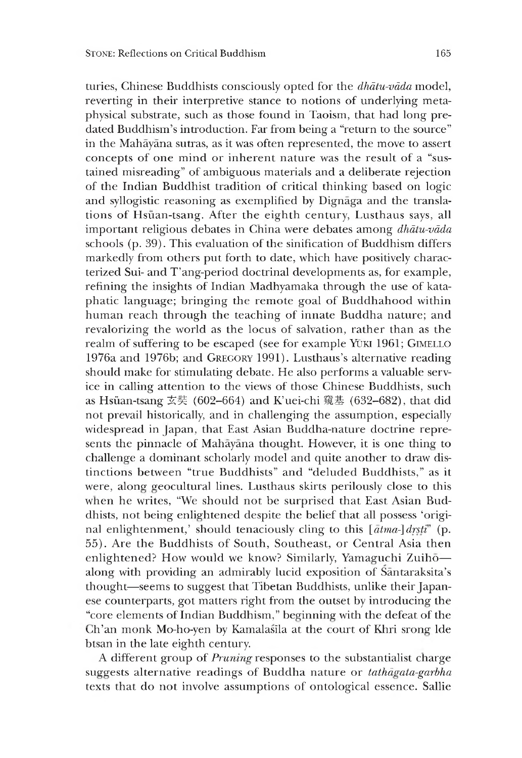turies, Chinese Buddhists consciously opted for the *dhātu-vāda* model, reverting in their interpretive stance to notions of underlying metaphysical substrate, such as those found in Taoism, that had long predated Buddhism's introduction. Far from being a "return to the source" in the Mahāyāna sutras, as it was often represented, the move to assert concepts of one mind or inherent nature was the result of a "sustained misreading" of ambiguous materials and a deliberate rejection of the Indian Buddhist tradition of critical thinking based on logic and syllogistic reasoning as exemplified by Dignāga and the translations of Hsüan-tsang. After the eighth century, Lusthaus says, all important religious debates in China were debates among *dhātu-vāda* schools (p. 39). This evaluation of the sinification of Buddhism differs markedly from others put forth to date, which have positively characterized Sui- and T'ang-period doctrinal developments as, for example, refining the insights of Indian Madhyamaka through the use of kataphatic language; bringing the remote goal of Buddhahood within human reach through the teaching of innate Buddha nature; and revalorizing the world as the locus of salvation, rather than as the realm of suffering to be escaped (see for example Yūki 1961; Gimello 1976a and 1976b; and Gregory 1991). Lusthaus's alternative reading should make for stimulating debate. He also performs a valuable service in calling attention to the views of those Chinese Buddhists, such as Hsüan-tsang 玄奘 (602–664) and K'uei-chi 窺基 (632–682), that did not prevail historically, and in challenging the assumption, especially widespread in Japan, that East Asian Buddha-nature doctrine represents the pinnacle of Mahāyāna thought. However, it is one thing to challenge a dominant scholarly model and quite another to draw distinctions between "true Buddhists" and "deluded Buddhists," as it were, along geocultural lines. Lusthaus skirts perilously close to this when he writes, "We should not be surprised that East Asian Buddhists, not being enlightened despite the belief that all possess 'original enlightenment,' should tenaciously cling to this [*ātma-*]*dṛṣṭi*" (p. 55). Are the Buddhists of South, Southeast, or Central Asia then enlightened? How would we know? Similarly, Yamaguchi Zuihō—along with providing an admirably lucid exposition of Śāntaraksita's thought—seems to suggest that Tibetan Buddhists, unlike their Japanese counterparts, got matters right from the outset by introducing the "core elements of Indian Buddhism," beginning with the defeat of the Ch'an monk Mo-ho-yen by Kamalaśīla at the court of Khri srong lde btsan in the late eighth century.

A different group of *Pruning* responses to the substantialist charge suggests alternative readings of Buddha nature or *tathāgata-garbha* texts that do not involve assumptions of ontological essence. Sallie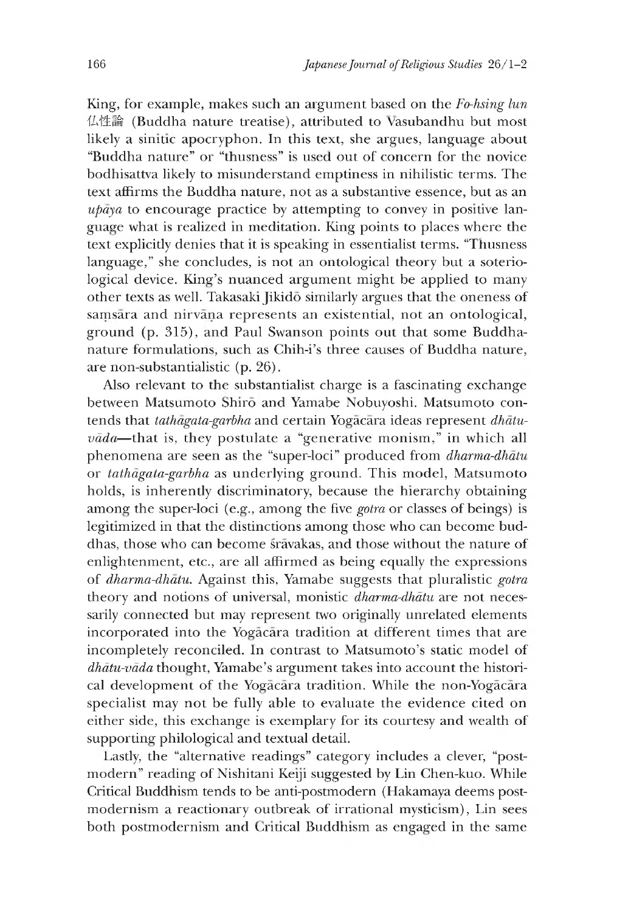King, for example, makes such an argument based on the *Fo-hsing lun* 仏性論 (Buddha nature treatise), attributed to Vasubandhu but most likely a sinitic apocryphon. In this text, she argues, language about "Buddha nature" or "thusness" is used out of concern for the novice bodhisattva likely to misunderstand emptiness in nihilistic terms. The text affirms the Buddha nature, not as a substantive essence, but as an *upāya* to encourage practice by attempting to convey in positive language what is realized in meditation. King points to places where the text explicitly denies that it is speaking in essentialist terms. "Thusness language," she concludes, is not an ontological theory but a soteriological device. King's nuanced argument might be applied to many other texts as well. Takasaki Jikidō similarly argues that the oneness of saṃsāra and nirvāṇa represents an existential, not an ontological, ground (p. 315), and Paul Swanson points out that some Buddha-nature formulations, such as Chih-i's three causes of Buddha nature, are non-substantialistic (p. 26).

Also relevant to the substantialist charge is a fascinating exchange between Matsumoto Shirō and Yamabe Nobuyoshi. Matsumoto contends that *tathāgata-garbha* and certain Yogācāra ideas represent *dhātu-vāda*—that is, they postulate a "generative monism," in which all phenomena are seen as the "super-loci" produced from *dharma-dhātu* or *tathāgata-garbha* as underlying ground. This model, Matsumoto holds, is inherently discriminatory, because the hierarchy obtaining among the super-loci (e.g., among the five *gotra* or classes of beings) is legitimized in that the distinctions among those who can become buddhas, those who can become śrāvakas, and those without the nature of enlightenment, etc., are all affirmed as being equally the expressions of *dharma-dhātu*. Against this, Yamabe suggests that pluralistic *gotra* theory and notions of universal, monistic *dharma-dhātu* are not necessarily connected but may represent two originally unrelated elements incorporated into the Yogācāra tradition at different times that are incompletely reconciled. In contrast to Matsumoto's static model of *dhātu-vāda* thought, Yamabe's argument takes into account the historical development of the Yogācāra tradition. While the non-Yogācāra specialist may not be fully able to evaluate the evidence cited on either side, this exchange is exemplary for its courtesy and wealth of supporting philological and textual detail.

Lastly, the "alternative readings" category includes a clever, "postmodern" reading of Nishitani Keiji suggested by Lin Chen-kuo. While Critical Buddhism tends to be anti-postmodern (Hakamaya deems postmodernism a reactionary outbreak of irrational mysticism), Lin sees both postmodernism and Critical Buddhism as engaged in the same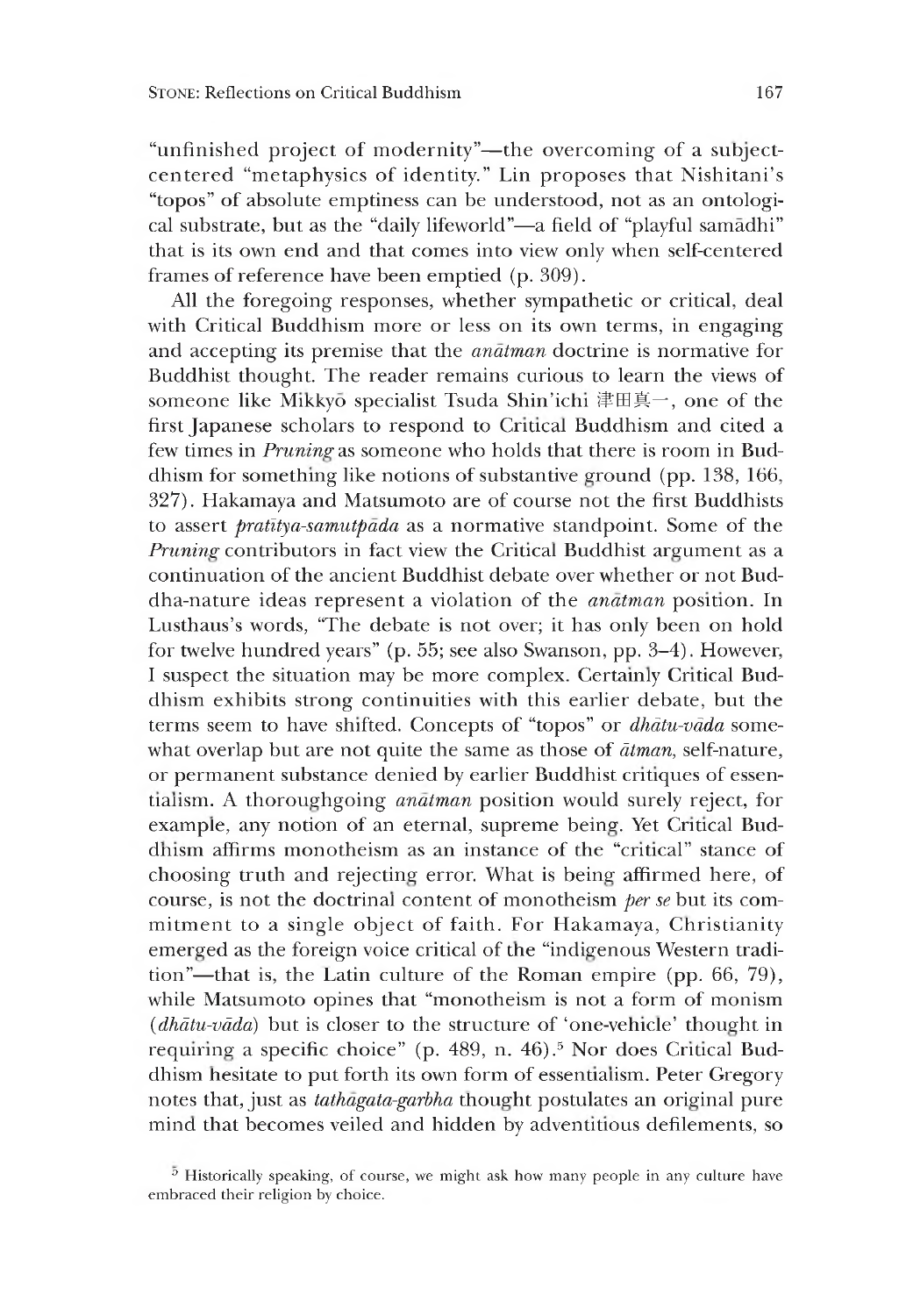"unfinished project of modernity"—the overcoming of a subject-centered "metaphysics of identity." Lin proposes that Nishitani's "topos" of absolute emptiness can be understood, not as an ontological substrate, but as the "daily lifeworld"—a field of "playful samādhi" that is its own end and that comes into view only when self-centered frames of reference have been emptied (p. 309).

All the foregoing responses, whether sympathetic or critical, deal with Critical Buddhism more or less on its own terms, in engaging and accepting its premise that the *anātman* doctrine is normative for Buddhist thought. The reader remains curious to learn the views of someone like Mikkyō specialist Tsuda Shin'ichi 津田真一, one of the first Japanese scholars to respond to Critical Buddhism and cited a few times in *Pruning* as someone who holds that there is room in Buddhism for something like notions of substantive ground (pp. 138, 166, 327). Hakamaya and Matsumoto are of course not the first Buddhists to assert *pratītya-samutpāda* as a normative standpoint. Some of the *Pruning* contributors in fact view the Critical Buddhist argument as a continuation of the ancient Buddhist debate over whether or not Buddha-nature ideas represent a violation of the *anātman* position. In Lusthaus's words, "The debate is not over; it has only been on hold for twelve hundred years" (p. 55; see also Swanson, pp. 3–4). However, I suspect the situation may be more complex. Certainly Critical Buddhism exhibits strong continuities with this earlier debate, but the terms seem to have shifted. Concepts of "topos" or *dhātu-vāda* somewhat overlap but are not quite the same as those of *ātman*, self-nature, or permanent substance denied by earlier Buddhist critiques of essentialism. A thoroughgoing *anātman* position would surely reject, for example, any notion of an eternal, supreme being. Yet Critical Buddhism affirms monotheism as an instance of the "critical" stance of choosing truth and rejecting error. What is being affirmed here, of course, is not the doctrinal content of monotheism *per se* but its commitment to a single object of faith. For Hakamaya, Christianity emerged as the foreign voice critical of the "indigenous Western tradition"—that is, the Latin culture of the Roman empire (pp. 66, 79), while Matsumoto opines that "monotheism is not a form of monism (*dhātu-vāda*) but is closer to the structure of 'one-vehicle' thought in requiring a specific choice" (p. 489, n. 46).[5] Nor does Critical Buddhism hesitate to put forth its own form of essentialism. Peter Gregory notes that, just as *tathāgata-garbha* thought postulates an original pure mind that becomes veiled and hidden by adventitious defilements, so

[5] Historically speaking, of course, we might ask how many people in any culture have embraced their religion by choice.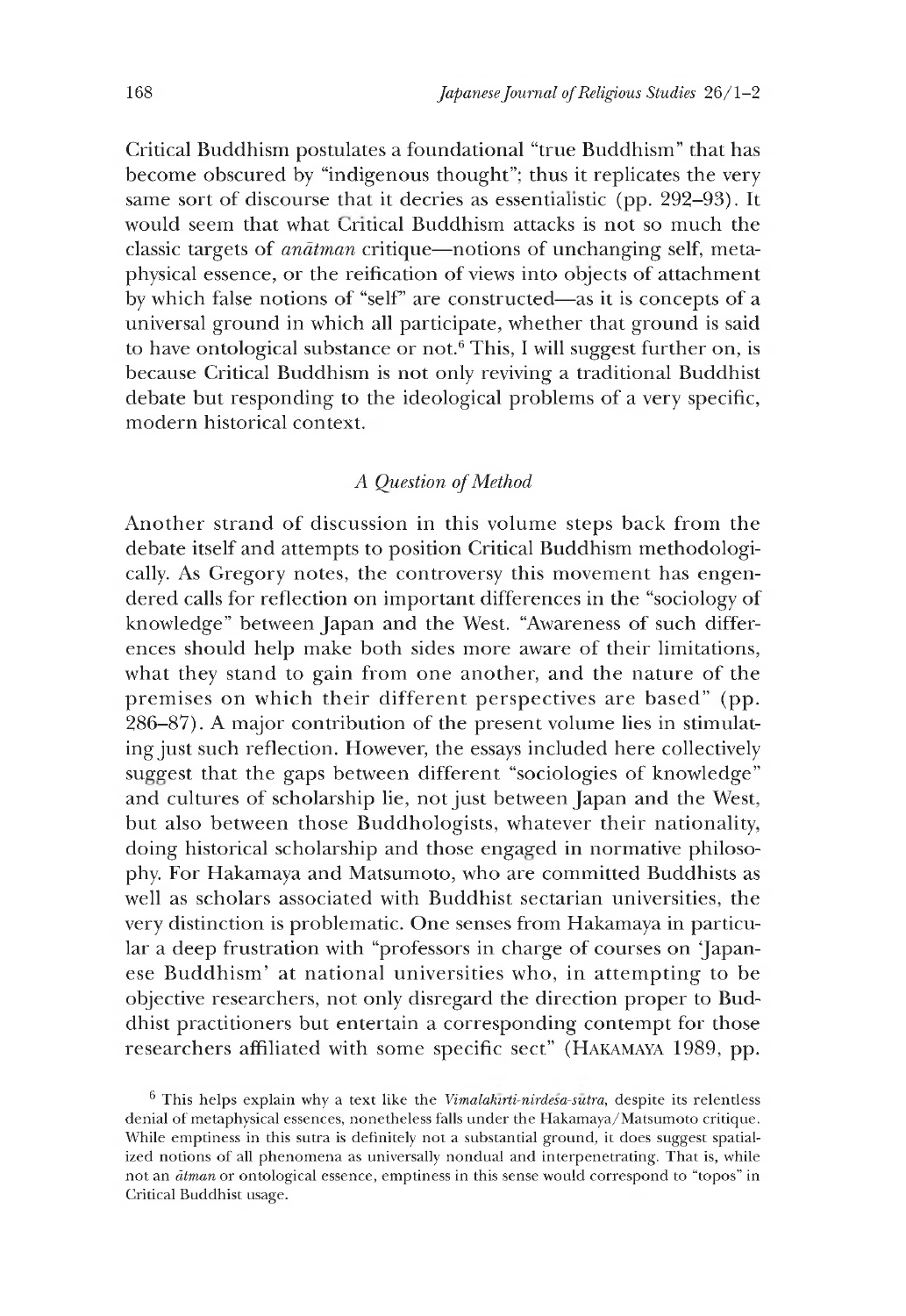Critical Buddhism postulates a foundational "true Buddhism" that has become obscured by "indigenous thought"; thus it replicates the very same sort of discourse that it decries as essentialistic (pp. 292–93). It would seem that what Critical Buddhism attacks is not so much the classic targets of *anātman* critique—notions of unchanging self, metaphysical essence, or the reification of views into objects of attachment by which false notions of "self" are constructed—as it is concepts of a universal ground in which all participate, whether that ground is said to have ontological substance or not.[6] This, I will suggest further on, is because Critical Buddhism is not only reviving a traditional Buddhist debate but responding to the ideological problems of a very specific, modern historical context.

### *A Question of Method*

Another strand of discussion in this volume steps back from the debate itself and attempts to position Critical Buddhism methodologically. As Gregory notes, the controversy this movement has engendered calls for reflection on important differences in the "sociology of knowledge" between Japan and the West. "Awareness of such differences should help make both sides more aware of their limitations, what they stand to gain from one another, and the nature of the premises on which their different perspectives are based" (pp. 286–87). A major contribution of the present volume lies in stimulating just such reflection. However, the essays included here collectively suggest that the gaps between different "sociologies of knowledge" and cultures of scholarship lie, not just between Japan and the West, but also between those Buddhologists, whatever their nationality, doing historical scholarship and those engaged in normative philosophy. For Hakamaya and Matsumoto, who are committed Buddhists as well as scholars associated with Buddhist sectarian universities, the very distinction is problematic. One senses from Hakamaya in particular a deep frustration with "professors in charge of courses on 'Japanese Buddhism' at national universities who, in attempting to be objective researchers, not only disregard the direction proper to Buddhist practitioners but entertain a corresponding contempt for those researchers affiliated with some specific sect" (Hakamaya 1989, pp.

[6] This helps explain why a text like the *Vimalakīrti-nirdeśa-sūtra*, despite its relentless denial of metaphysical essences, nonetheless falls under the Hakamaya/Matsumoto critique. While emptiness in this sutra is definitely not a substantial ground, it does suggest spatialized notions of all phenomena as universally nondual and interpenetrating. That is, while not an *ātman* or ontological essence, emptiness in this sense would correspond to "topos" in Critical Buddhist usage.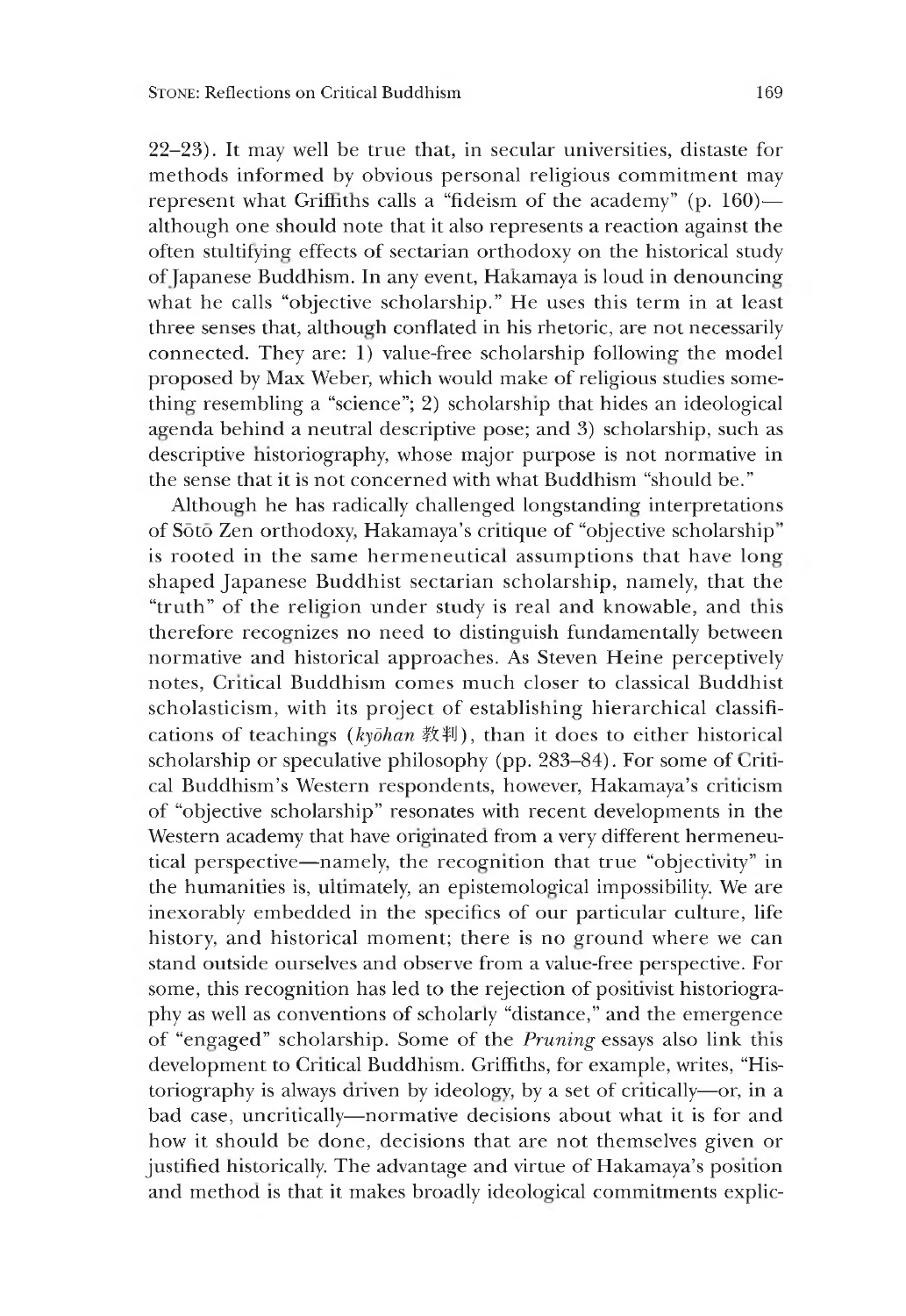22–23). It may well be true that, in secular universities, distaste for methods informed by obvious personal religious commitment may represent what Griffiths calls a "fideism of the academy" (p. 160)—although one should note that it also represents a reaction against the often stultifying effects of sectarian orthodoxy on the historical study of Japanese Buddhism. In any event, Hakamaya is loud in denouncing what he calls "objective scholarship." He uses this term in at least three senses that, although conflated in his rhetoric, are not necessarily connected. They are: 1) value-free scholarship following the model proposed by Max Weber, which would make of religious studies something resembling a "science"; 2) scholarship that hides an ideological agenda behind a neutral descriptive pose; and 3) scholarship, such as descriptive historiography, whose major purpose is not normative in the sense that it is not concerned with what Buddhism "should be."

Although he has radically challenged longstanding interpretations of Sōtō Zen orthodoxy, Hakamaya's critique of "objective scholarship" is rooted in the same hermeneutical assumptions that have long shaped Japanese Buddhist sectarian scholarship, namely, that the "truth" of the religion under study is real and knowable, and this therefore recognizes no need to distinguish fundamentally between normative and historical approaches. As Steven Heine perceptively notes, Critical Buddhism comes much closer to classical Buddhist scholasticism, with its project of establishing hierarchical classifications of teachings (*kyōhan* 教判), than it does to either historical scholarship or speculative philosophy (pp. 283–84). For some of Critical Buddhism's Western respondents, however, Hakamaya's criticism of "objective scholarship" resonates with recent developments in the Western academy that have originated from a very different hermeneutical perspective—namely, the recognition that true "objectivity" in the humanities is, ultimately, an epistemological impossibility. We are inexorably embedded in the specifics of our particular culture, life history, and historical moment; there is no ground where we can stand outside ourselves and observe from a value-free perspective. For some, this recognition has led to the rejection of positivist historiography as well as conventions of scholarly "distance," and the emergence of "engaged" scholarship. Some of the *Pruning* essays also link this development to Critical Buddhism. Griffiths, for example, writes, "Historiography is always driven by ideology, by a set of critically—or, in a bad case, uncritically—normative decisions about what it is for and how it should be done, decisions that are not themselves given or justified historically. The advantage and virtue of Hakamaya's position and method is that it makes broadly ideological commitments explic-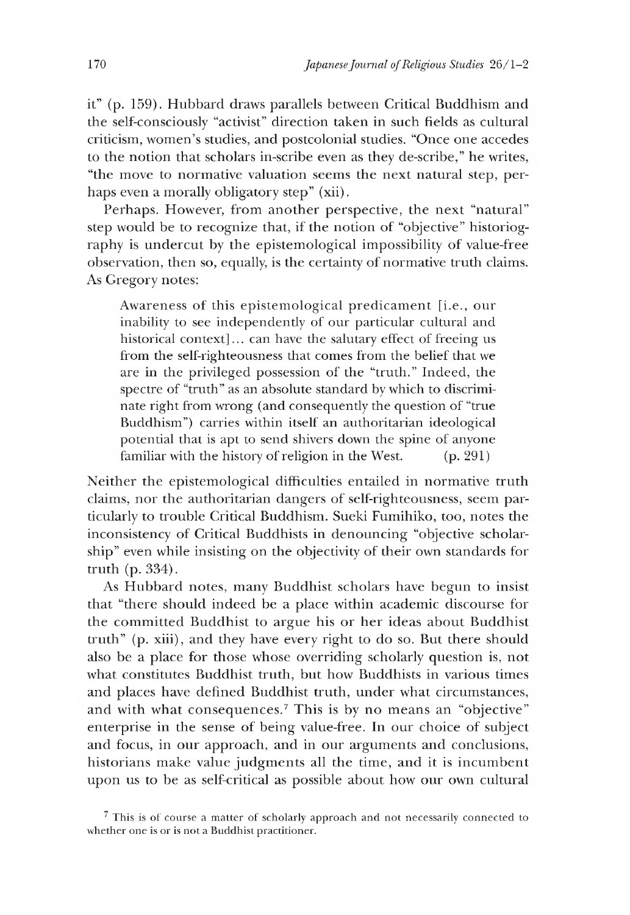it" (p. 159). Hubbard draws parallels between Critical Buddhism and the self-consciously "activist" direction taken in such fields as cultural criticism, women's studies, and postcolonial studies. "Once one accedes to the notion that scholars in-scribe even as they de-scribe," he writes, "the move to normative valuation seems the next natural step, perhaps even a morally obligatory step" (xii).

Perhaps. However, from another perspective, the next "natural" step would be to recognize that, if the notion of "objective" historiography is undercut by the epistemological impossibility of value-free observation, then so, equally, is the certainty of normative truth claims. As Gregory notes:

> Awareness of this epistemological predicament [i.e., our inability to see independently of our particular cultural and historical context]... can have the salutary effect of freeing us from the self-righteousness that comes from the belief that we are in the privileged possession of the "truth." Indeed, the spectre of "truth" as an absolute standard by which to discriminate right from wrong (and consequently the question of "true Buddhism") carries within itself an authoritarian ideological potential that is apt to send shivers down the spine of anyone familiar with the history of religion in the West. (p. 291)

Neither the epistemological difficulties entailed in normative truth claims, nor the authoritarian dangers of self-righteousness, seem particularly to trouble Critical Buddhism. Sueki Fumihiko, too, notes the inconsistency of Critical Buddhists in denouncing "objective scholarship" even while insisting on the objectivity of their own standards for truth (p. 334).

As Hubbard notes, many Buddhist scholars have begun to insist that "there should indeed be a place within academic discourse for the committed Buddhist to argue his or her ideas about Buddhist truth" (p. xiii), and they have every right to do so. But there should also be a place for those whose overriding scholarly question is, not what constitutes Buddhist truth, but how Buddhists in various times and places have defined Buddhist truth, under what circumstances, and with what consequences.[7] This is by no means an "objective" enterprise in the sense of being value-free. In our choice of subject and focus, in our approach, and in our arguments and conclusions, historians make value judgments all the time, and it is incumbent upon us to be as self-critical as possible about how our own cultural

[7] This is of course a matter of scholarly approach and not necessarily connected to whether one is or is not a Buddhist practitioner.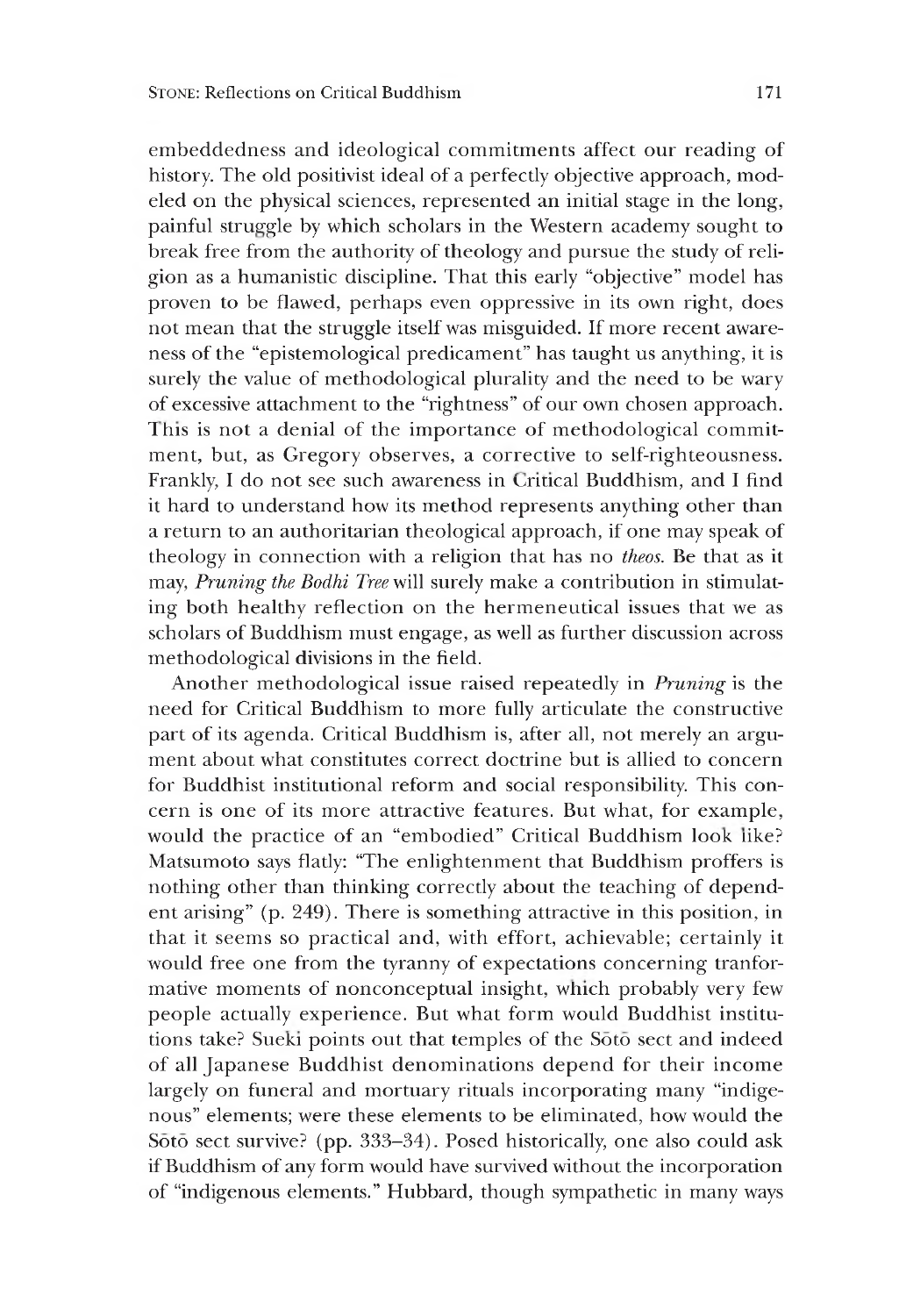embeddedness and ideological commitments affect our reading of history. The old positivist ideal of a perfectly objective approach, modeled on the physical sciences, represented an initial stage in the long, painful struggle by which scholars in the Western academy sought to break free from the authority of theology and pursue the study of religion as a humanistic discipline. That this early "objective" model has proven to be flawed, perhaps even oppressive in its own right, does not mean that the struggle itself was misguided. If more recent awareness of the "epistemological predicament" has taught us anything, it is surely the value of methodological plurality and the need to be wary of excessive attachment to the "rightness" of our own chosen approach. This is not a denial of the importance of methodological commitment, but, as Gregory observes, a corrective to self-righteousness. Frankly, I do not see such awareness in Critical Buddhism, and I find it hard to understand how its method represents anything other than a return to an authoritarian theological approach, if one may speak of theology in connection with a religion that has no *theos.* Be that as it may, *Pruning the Bodhi Tree* will surely make a contribution in stimulating both healthy reflection on the hermeneutical issues that we as scholars of Buddhism must engage, as well as further discussion across methodological divisions in the field.

Another methodological issue raised repeatedly in *Pruning* is the need for Critical Buddhism to more fully articulate the constructive part of its agenda. Critical Buddhism is, after all, not merely an argument about what constitutes correct doctrine but is allied to concern for Buddhist institutional reform and social responsibility. This concern is one of its more attractive features. But what, for example, would the practice of an "embodied" Critical Buddhism look like? Matsumoto says flatly: "The enlightenment that Buddhism proffers is nothing other than thinking correctly about the teaching of dependent arising" (p. 249). There is something attractive in this position, in that it seems so practical and, with effort, achievable; certainly it would free one from the tyranny of expectations concerning tranformative moments of nonconceptual insight, which probably very few people actually experience. But what form would Buddhist institutions take? Sueki points out that temples of the Sōtō sect and indeed of all Japanese Buddhist denominations depend for their income largely on funeral and mortuary rituals incorporating many "indigenous" elements; were these elements to be eliminated, how would the Sōtō sect survive? (pp. 333–34). Posed historically, one also could ask if Buddhism of any form would have survived without the incorporation of "indigenous elements." Hubbard, though sympathetic in many ways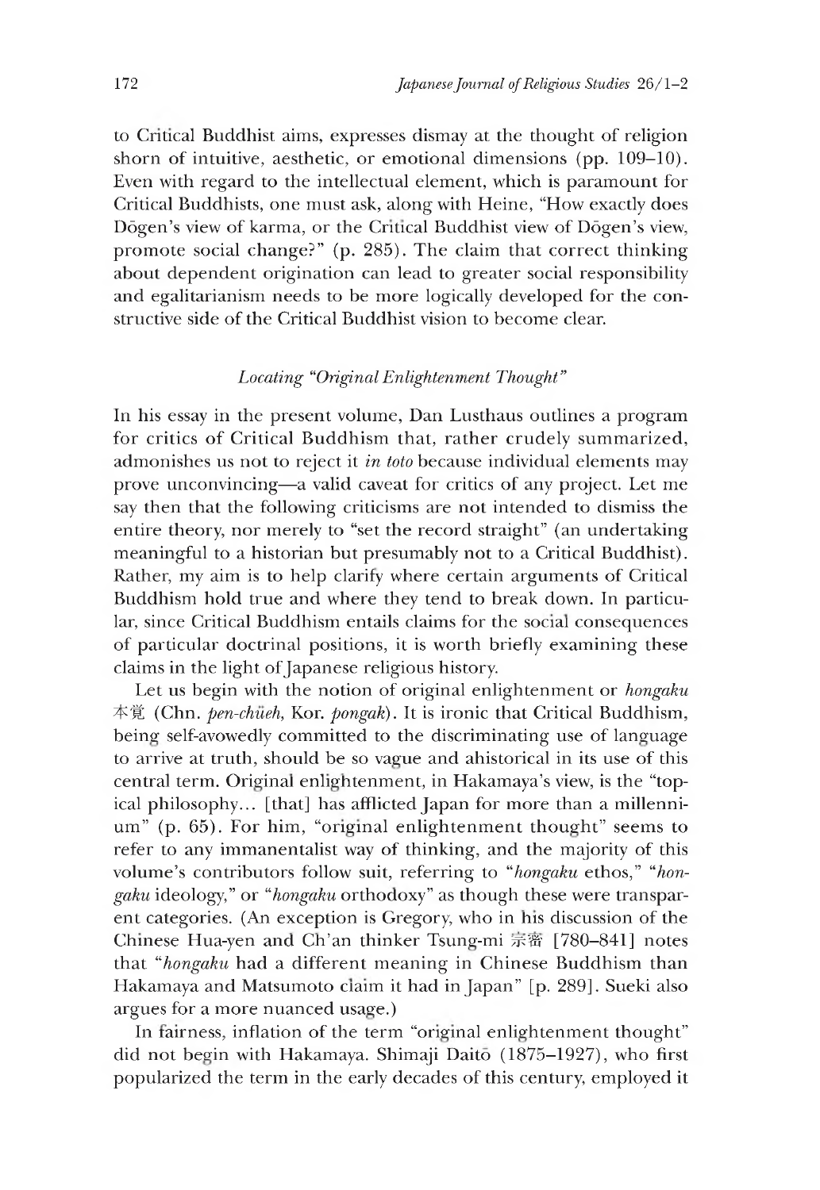to Critical Buddhist aims, expresses dismay at the thought of religion shorn of intuitive, aesthetic, or emotional dimensions (pp. 109–10). Even with regard to the intellectual element, which is paramount for Critical Buddhists, one must ask, along with Heine, "How exactly does Dōgen's view of karma, or the Critical Buddhist view of Dōgen's view, promote social change?" (p. 285). The claim that correct thinking about dependent origination can lead to greater social responsibility and egalitarianism needs to be more logically developed for the constructive side of the Critical Buddhist vision to become clear.

### *Locating "Original Enlightenment Thought"*

In his essay in the present volume, Dan Lusthaus outlines a program for critics of Critical Buddhism that, rather crudely summarized, admonishes us not to reject it *in toto* because individual elements may prove unconvincing—a valid caveat for critics of any project. Let me say then that the following criticisms are not intended to dismiss the entire theory, nor merely to "set the record straight" (an undertaking meaningful to a historian but presumably not to a Critical Buddhist). Rather, my aim is to help clarify where certain arguments of Critical Buddhism hold true and where they tend to break down. In particular, since Critical Buddhism entails claims for the social consequences of particular doctrinal positions, it is worth briefly examining these claims in the light of Japanese religious history.

Let us begin with the notion of original enlightenment or *hongaku* 本覚 (Chn. *pen-chüeh*, Kor. *pongak*). It is ironic that Critical Buddhism, being self-avowedly committed to the discriminating use of language to arrive at truth, should be so vague and ahistorical in its use of this central term. Original enlightenment, in Hakamaya's view, is the "topical philosophy... [that] has afflicted Japan for more than a millennium" (p. 65). For him, "original enlightenment thought" seems to refer to any immanentalist way of thinking, and the majority of this volume's contributors follow suit, referring to "*hongaku* ethos," "*hongaku* ideology," or "*hongaku* orthodoxy" as though these were transparent categories. (An exception is Gregory, who in his discussion of the Chinese Hua-yen and Ch'an thinker Tsung-mi 宗密 [780–841] notes that "*hongaku* had a different meaning in Chinese Buddhism than Hakamaya and Matsumoto claim it had in Japan" [p. 289]. Sueki also argues for a more nuanced usage.)

In fairness, inflation of the term "original enlightenment thought" did not begin with Hakamaya. Shimaji Daitō (1875–1927), who first popularized the term in the early decades of this century, employed it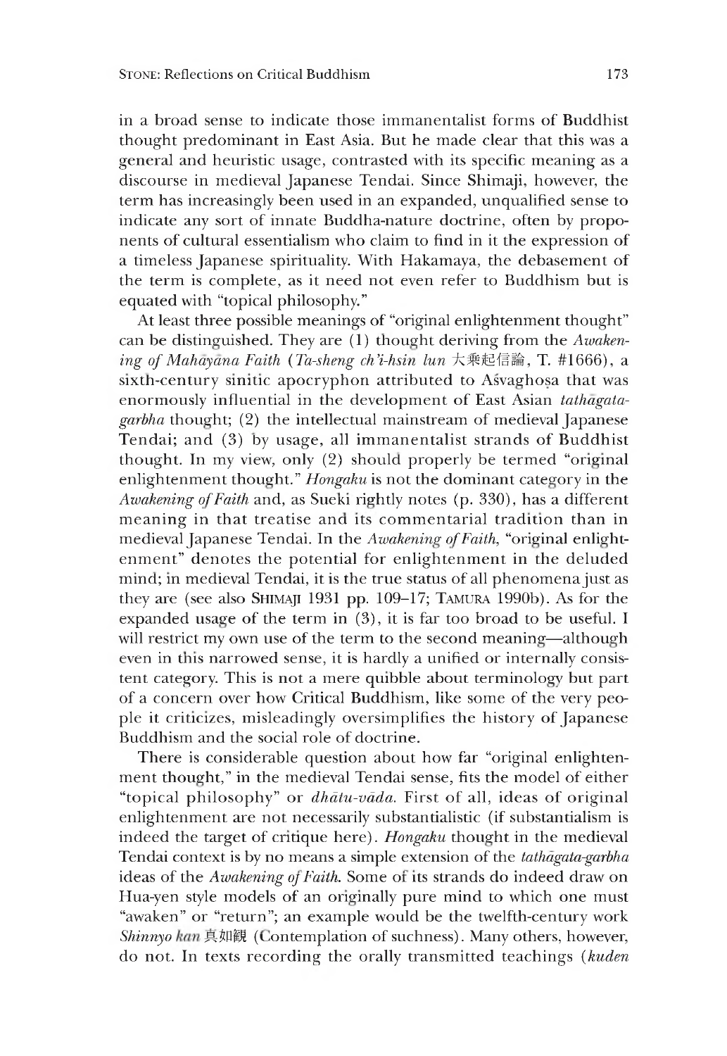in a broad sense to indicate those immanentalist forms of Buddhist thought predominant in East Asia. But he made clear that this was a general and heuristic usage, contrasted with its specific meaning as a discourse in medieval Japanese Tendai. Since Shimaji, however, the term has increasingly been used in an expanded, unqualified sense to indicate any sort of innate Buddha-nature doctrine, often by proponents of cultural essentialism who claim to find in it the expression of a timeless Japanese spirituality. With Hakamaya, the debasement of the term is complete, as it need not even refer to Buddhism but is equated with "topical philosophy."

At least three possible meanings of "original enlightenment thought" can be distinguished. They are (1) thought deriving from the *Awakening of Mahāyāna Faith* (*Ta-sheng ch'i-hsin lun* 大乘起信論, T. #1666), a sixth-century sinitic apocryphon attributed to Aśvaghoṣa that was enormously influential in the development of East Asian *tathāgata-garbha* thought; (2) the intellectual mainstream of medieval Japanese Tendai; and (3) by usage, all immanentalist strands of Buddhist thought. In my view, only (2) should properly be termed "original enlightenment thought." *Hongaku* is not the dominant category in the *Awakening of Faith* and, as Sueki rightly notes (p. 330), has a different meaning in that treatise and its commentarial tradition than in medieval Japanese Tendai. In the *Awakening of Faith*, "original enlightenment" denotes the potential for enlightenment in the deluded mind; in medieval Tendai, it is the true status of all phenomena just as they are (see also SHIMAJI 1931 pp. 109–17; TAMURA 1990b). As for the expanded usage of the term in (3), it is far too broad to be useful. I will restrict my own use of the term to the second meaning—although even in this narrowed sense, it is hardly a unified or internally consistent category. This is not a mere quibble about terminology but part of a concern over how Critical Buddhism, like some of the very people it criticizes, misleadingly oversimplifies the history of Japanese Buddhism and the social role of doctrine.

There is considerable question about how far "original enlightenment thought," in the medieval Tendai sense, fits the model of either "topical philosophy" or *dhātu-vāda*. First of all, ideas of original enlightenment are not necessarily substantialistic (if substantialism is indeed the target of critique here). *Hongaku* thought in the medieval Tendai context is by no means a simple extension of the *tathāgata-garbha* ideas of the *Awakening of Faith*. Some of its strands do indeed draw on Hua-yen style models of an originally pure mind to which one must "awaken" or "return"; an example would be the twelfth-century work *Shinnyo kan* 真如観 (Contemplation of suchness). Many others, however, do not. In texts recording the orally transmitted teachings (*kuden*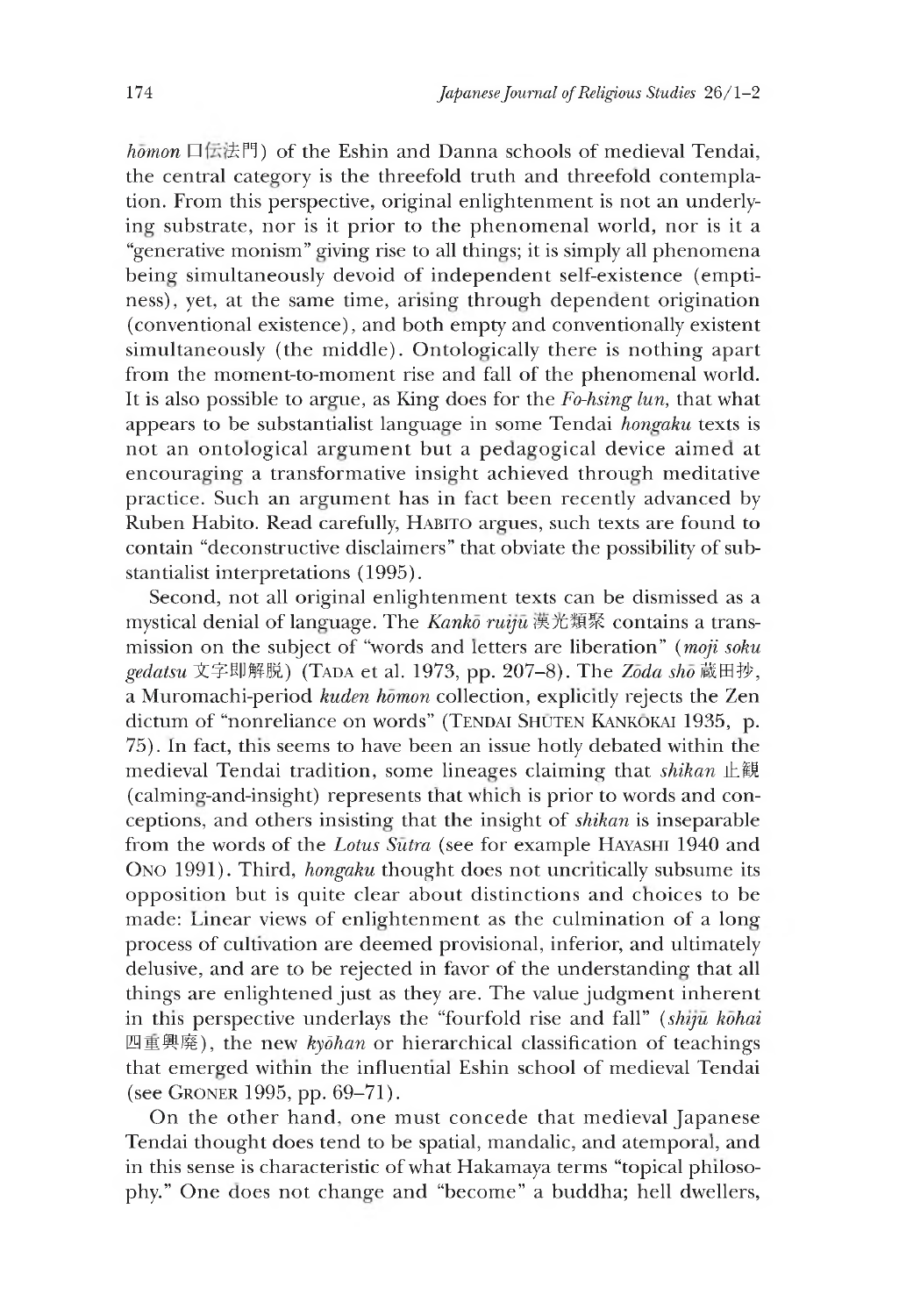*hōmon* 口伝法門) of the Eshin and Danna schools of medieval Tendai, the central category is the threefold truth and threefold contemplation. From this perspective, original enlightenment is not an underlying substrate, nor is it prior to the phenomenal world, nor is it a "generative monism" giving rise to all things; it is simply all phenomena being simultaneously devoid of independent self-existence (emptiness), yet, at the same time, arising through dependent origination (conventional existence), and both empty and conventionally existent simultaneously (the middle). Ontologically there is nothing apart from the moment-to-moment rise and fall of the phenomenal world. It is also possible to argue, as King does for the *Fo-hsing lun*, that what appears to be substantialist language in some Tendai *hongaku* texts is not an ontological argument but a pedagogical device aimed at encouraging a transformative insight achieved through meditative practice. Such an argument has in fact been recently advanced by Ruben Habito. Read carefully, HABITO argues, such texts are found to contain "deconstructive disclaimers" that obviate the possibility of substantialist interpretations (1995).

Second, not all original enlightenment texts can be dismissed as a mystical denial of language. The *Kankō ruijū* 漢光類聚 contains a transmission on the subject of "words and letters are liberation" (*moji soku gedatsu* 文字即解脱) (TADA et al. 1973, pp. 207–8). The *Zōda shō* 蔵田抄, a Muromachi-period *kuden hōmon* collection, explicitly rejects the Zen dictum of "nonreliance on words" (TENDAI SHŪTEN KANKŌKAI 1935, p. 75). In fact, this seems to have been an issue hotly debated within the medieval Tendai tradition, some lineages claiming that *shikan* 止観 (calming-and-insight) represents that which is prior to words and conceptions, and others insisting that the insight of *shikan* is inseparable from the words of the *Lotus Sūtra* (see for example HAYASHI 1940 and ONO 1991). Third, *hongaku* thought does not uncritically subsume its opposition but is quite clear about distinctions and choices to be made: Linear views of enlightenment as the culmination of a long process of cultivation are deemed provisional, inferior, and ultimately delusive, and are to be rejected in favor of the understanding that all things are enlightened just as they are. The value judgment inherent in this perspective underlays the "fourfold rise and fall" (*shijū kōhai* 四重興廃), the new *kyōhan* or hierarchical classification of teachings that emerged within the influential Eshin school of medieval Tendai (see GRONER 1995, pp. 69–71).

On the other hand, one must concede that medieval Japanese Tendai thought does tend to be spatial, mandalic, and atemporal, and in this sense is characteristic of what Hakamaya terms "topical philosophy." One does not change and "become" a buddha; hell dwellers,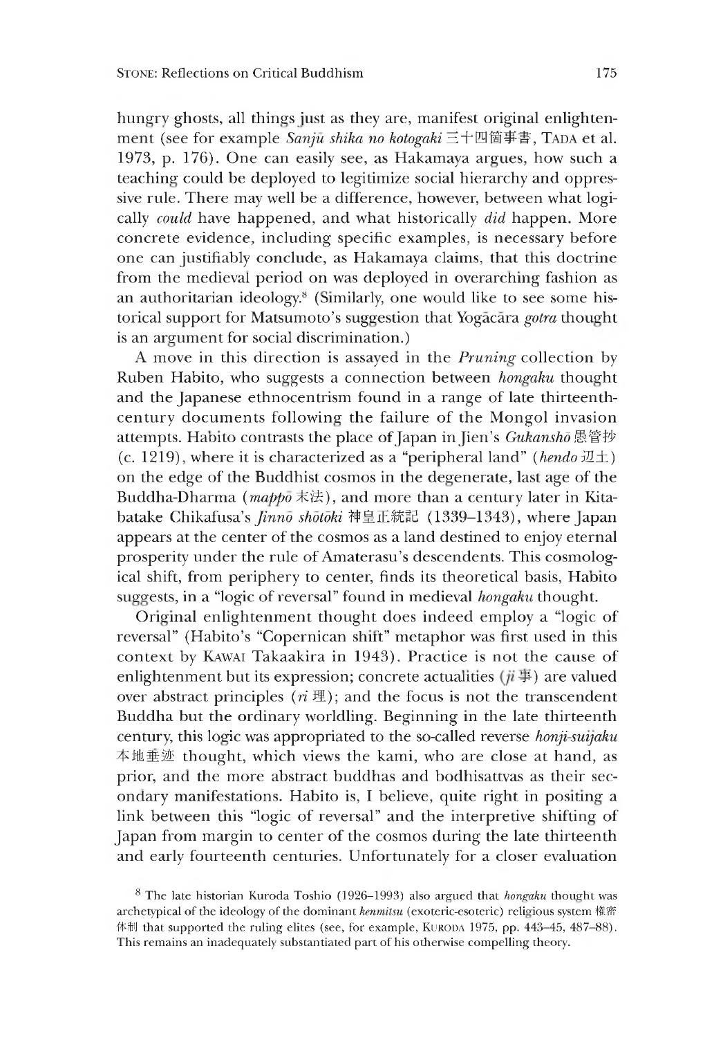hungry ghosts, all things just as they are, manifest original enlightenment (see for example *Sanjū shika no kotogaki* 三十四箇事書, TADA et al. 1973, p. 176). One can easily see, as Hakamaya argues, how such a teaching could be deployed to legitimize social hierarchy and oppressive rule. There may well be a difference, however, between what logically *could* have happened, and what historically *did* happen. More concrete evidence, including specific examples, is necessary before one can justifiably conclude, as Hakamaya claims, that this doctrine from the medieval period on was deployed in overarching fashion as an authoritarian ideology.[8] (Similarly, one would like to see some historical support for Matsumoto's suggestion that Yogācāra *gotra* thought is an argument for social discrimination.)

A move in this direction is assayed in the *Pruning* collection by Ruben Habito, who suggests a connection between *hongaku* thought and the Japanese ethnocentrism found in a range of late thirteenth-century documents following the failure of the Mongol invasion attempts. Habito contrasts the place of Japan in Jien's *Gukanshō* 愚管抄 (c. 1219), where it is characterized as a "peripheral land" (*hendo* 辺土) on the edge of the Buddhist cosmos in the degenerate, last age of the Buddha-Dharma (*mappō* 末法), and more than a century later in Kitabatake Chikafusa's *Jinnō shōtōki* 神皇正統記 (1339–1343), where Japan appears at the center of the cosmos as a land destined to enjoy eternal prosperity under the rule of Amaterasu's descendents. This cosmological shift, from periphery to center, finds its theoretical basis, Habito suggests, in a "logic of reversal" found in medieval *hongaku* thought.

Original enlightenment thought does indeed employ a "logic of reversal" (Habito's "Copernican shift" metaphor was first used in this context by KAWAI Takaakira in 1943). Practice is not the cause of enlightenment but its expression; concrete actualities (*ji* 事) are valued over abstract principles (*ri* 理); and the focus is not the transcendent Buddha but the ordinary worldling. Beginning in the late thirteenth century, this logic was appropriated to the so-called reverse *honji-suijaku* 本地垂迹 thought, which views the kami, who are close at hand, as prior, and the more abstract buddhas and bodhisattvas as their secondary manifestations. Habito is, I believe, quite right in positing a link between this "logic of reversal" and the interpretive shifting of Japan from margin to center of the cosmos during the late thirteenth and early fourteenth centuries. Unfortunately for a closer evaluation

[8] The late historian Kuroda Toshio (1926–1993) also argued that *hongaku* thought was archetypical of the ideology of the dominant *kenmitsu* (exoteric-esoteric) religious system 権密体制 that supported the ruling elites (see, for example, KURODA 1975, pp. 443–45, 487–88). This remains an inadequately substantiated part of his otherwise compelling theory.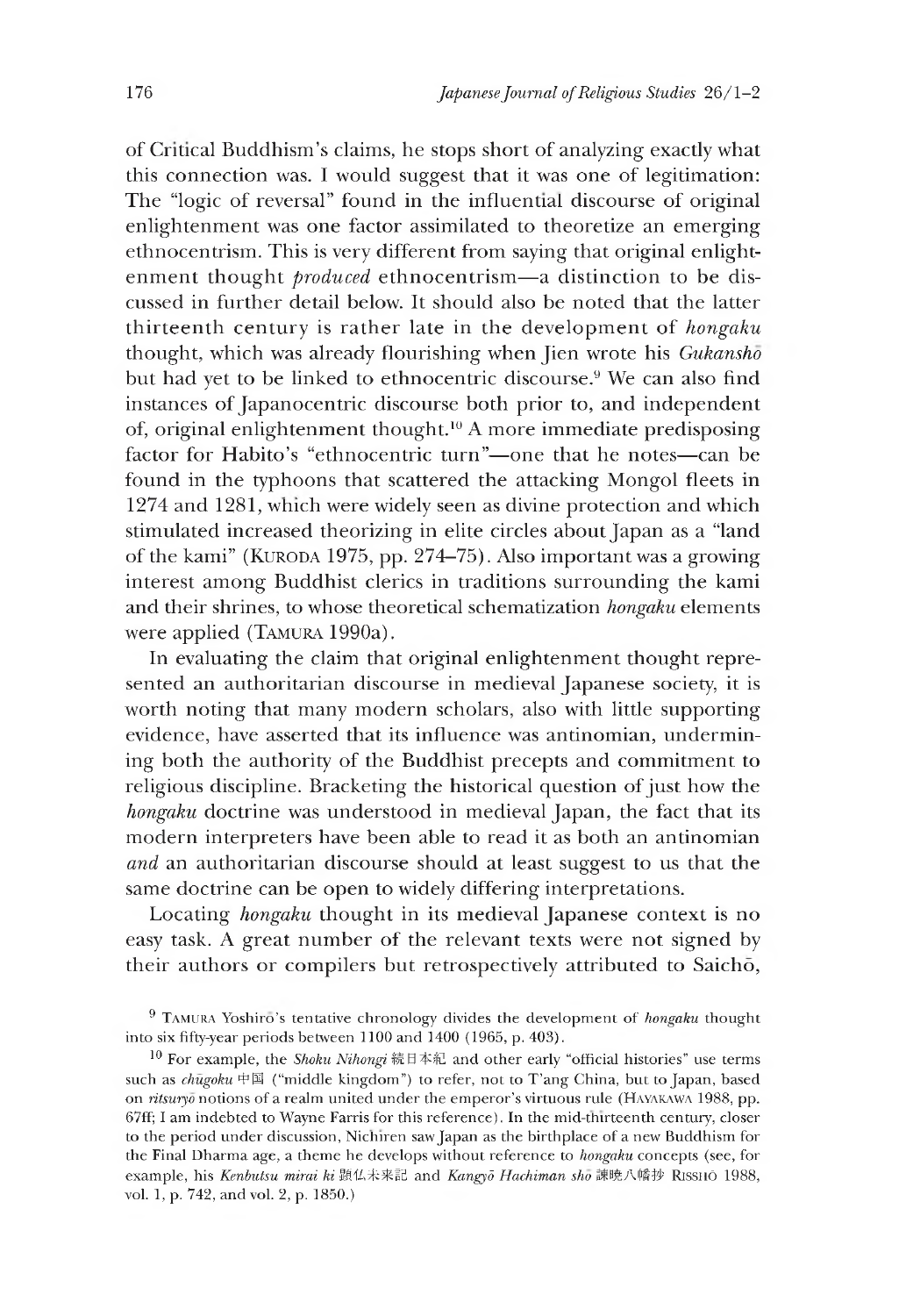of Critical Buddhism's claims, he stops short of analyzing exactly what this connection was. I would suggest that it was one of legitimation: The "logic of reversal" found in the influential discourse of original enlightenment was one factor assimilated to theoretize an emerging ethnocentrism. This is very different from saying that original enlightenment thought *produced* ethnocentrism—a distinction to be discussed in further detail below. It should also be noted that the latter thirteenth century is rather late in the development of *hongaku* thought, which was already flourishing when Jien wrote his *Gukanshō* but had yet to be linked to ethnocentric discourse.[9] We can also find instances of Japanocentric discourse both prior to, and independent of, original enlightenment thought.[10] A more immediate predisposing factor for Habito's "ethnocentric turn"—one that he notes—can be found in the typhoons that scattered the attacking Mongol fleets in 1274 and 1281, which were widely seen as divine protection and which stimulated increased theorizing in elite circles about Japan as a "land of the kami" (KURODA 1975, pp. 274–75). Also important was a growing interest among Buddhist clerics in traditions surrounding the kami and their shrines, to whose theoretical schematization *hongaku* elements were applied (TAMURA 1990a).

In evaluating the claim that original enlightenment thought represented an authoritarian discourse in medieval Japanese society, it is worth noting that many modern scholars, also with little supporting evidence, have asserted that its influence was antinomian, undermining both the authority of the Buddhist precepts and commitment to religious discipline. Bracketing the historical question of just how the *hongaku* doctrine was understood in medieval Japan, the fact that its modern interpreters have been able to read it as both an antinomian *and* an authoritarian discourse should at least suggest to us that the same doctrine can be open to widely differing interpretations.

Locating *hongaku* thought in its medieval Japanese context is no easy task. A great number of the relevant texts were not signed by their authors or compilers but retrospectively attributed to Saichō,

---

[9] TAMURA Yoshirō's tentative chronology divides the development of *hongaku* thought into six fifty-year periods between 1100 and 1400 (1965, p. 403).

[10] For example, the *Shoku Nihongi* 続日本紀 and other early "official histories" use terms such as *chūgoku* 中国 ("middle kingdom") to refer, not to T'ang China, but to Japan, based on *ritsuryō* notions of a realm united under the emperor's virtuous rule (HAYAKAWA 1988, pp. 67ff; I am indebted to Wayne Farris for this reference). In the mid-thirteenth century, closer to the period under discussion, Nichiren saw Japan as the birthplace of a new Buddhism for the Final Dharma age, a theme he develops without reference to *hongaku* concepts (see, for example, his *Kenbutsu mirai ki* 顕仏未来記 and *Kangyō Hachiman shō* 諫暁八幡抄 RISSHŌ 1988, vol. 1, p. 742, and vol. 2, p. 1850.)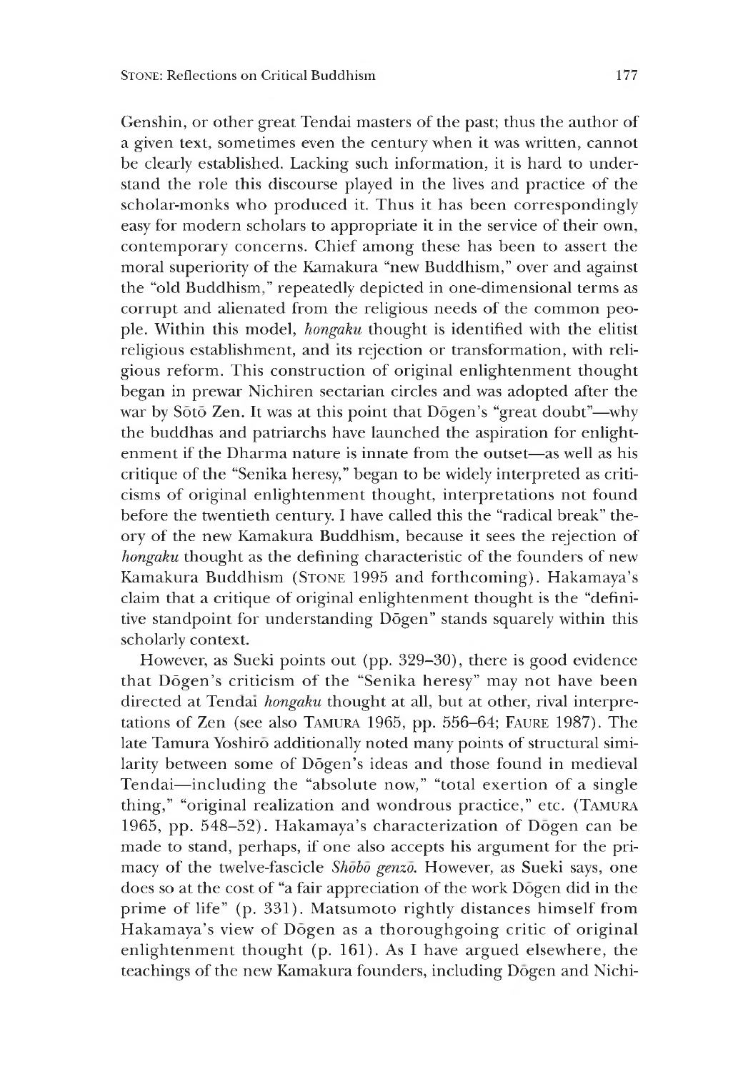Genshin, or other great Tendai masters of the past; thus the author of a given text, sometimes even the century when it was written, cannot be clearly established. Lacking such information, it is hard to understand the role this discourse played in the lives and practice of the scholar-monks who produced it. Thus it has been correspondingly easy for modern scholars to appropriate it in the service of their own, contemporary concerns. Chief among these has been to assert the moral superiority of the Kamakura "new Buddhism," over and against the "old Buddhism," repeatedly depicted in one-dimensional terms as corrupt and alienated from the religious needs of the common people. Within this model, *hongaku* thought is identified with the elitist religious establishment, and its rejection or transformation, with religious reform. This construction of original enlightenment thought began in prewar Nichiren sectarian circles and was adopted after the war by Sōtō Zen. It was at this point that Dōgen's "great doubt"—why the buddhas and patriarchs have launched the aspiration for enlightenment if the Dharma nature is innate from the outset—as well as his critique of the "Senika heresy," began to be widely interpreted as criticisms of original enlightenment thought, interpretations not found before the twentieth century. I have called this the "radical break" theory of the new Kamakura Buddhism, because it sees the rejection of *hongaku* thought as the defining characteristic of the founders of new Kamakura Buddhism (STONE 1995 and forthcoming). Hakamaya's claim that a critique of original enlightenment thought is the "definitive standpoint for understanding Dōgen" stands squarely within this scholarly context.

However, as Sueki points out (pp. 329–30), there is good evidence that Dōgen's criticism of the "Senika heresy" may not have been directed at Tendai *hongaku* thought at all, but at other, rival interpretations of Zen (see also TAMURA 1965, pp. 556–64; FAURE 1987). The late Tamura Yoshirō additionally noted many points of structural similarity between some of Dōgen's ideas and those found in medieval Tendai—including the "absolute now," "total exertion of a single thing," "original realization and wondrous practice," etc. (TAMURA 1965, pp. 548–52). Hakamaya's characterization of Dōgen can be made to stand, perhaps, if one also accepts his argument for the primacy of the twelve-fascicle *Shōbō genzō*. However, as Sueki says, one does so at the cost of "a fair appreciation of the work Dōgen did in the prime of life" (p. 331). Matsumoto rightly distances himself from Hakamaya's view of Dōgen as a thoroughgoing critic of original enlightenment thought (p. 161). As I have argued elsewhere, the teachings of the new Kamakura founders, including Dōgen and Nichi-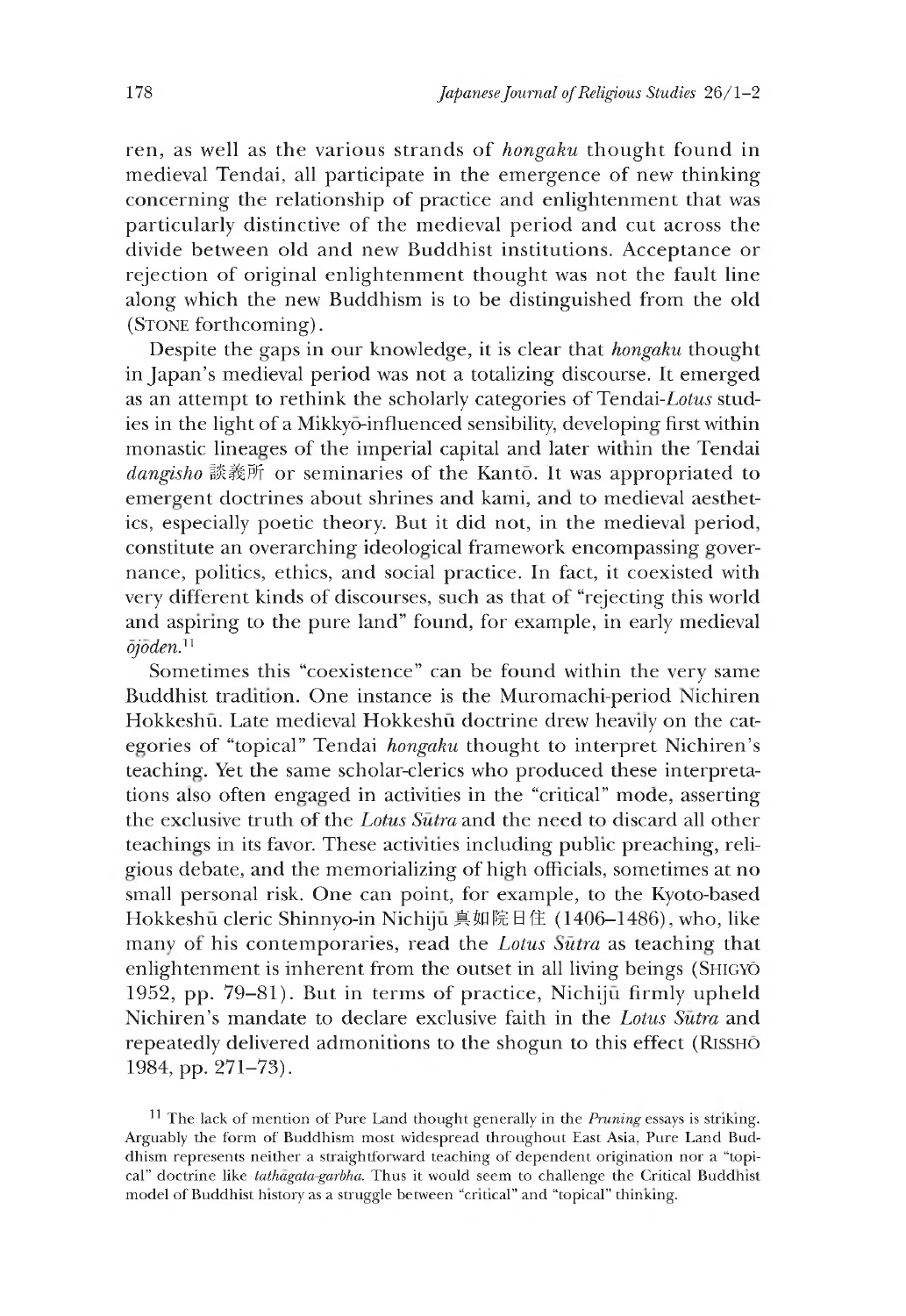ren, as well as the various strands of *hongaku* thought found in medieval Tendai, all participate in the emergence of new thinking concerning the relationship of practice and enlightenment that was particularly distinctive of the medieval period and cut across the divide between old and new Buddhist institutions. Acceptance or rejection of original enlightenment thought was not the fault line along which the new Buddhism is to be distinguished from the old (STONE forthcoming).

Despite the gaps in our knowledge, it is clear that *hongaku* thought in Japan's medieval period was not a totalizing discourse. It emerged as an attempt to rethink the scholarly categories of Tendai-*Lotus* studies in the light of a Mikkyō-influenced sensibility, developing first within monastic lineages of the imperial capital and later within the Tendai *dangisho* 談義所 or seminaries of the Kantō. It was appropriated to emergent doctrines about shrines and kami, and to medieval aesthetics, especially poetic theory. But it did not, in the medieval period, constitute an overarching ideological framework encompassing governance, politics, ethics, and social practice. In fact, it coexisted with very different kinds of discourses, such as that of "rejecting this world and aspiring to the pure land" found, for example, in early medieval *ōjōden*.[11]

Sometimes this "coexistence" can be found within the very same Buddhist tradition. One instance is the Muromachi-period Nichiren Hokkeshū. Late medieval Hokkeshū doctrine drew heavily on the categories of "topical" Tendai *hongaku* thought to interpret Nichiren's teaching. Yet the same scholar-clerics who produced these interpretations also often engaged in activities in the "critical" mode, asserting the exclusive truth of the *Lotus Sūtra* and the need to discard all other teachings in its favor. These activities including public preaching, religious debate, and the memorializing of high officials, sometimes at no small personal risk. One can point, for example, to the Kyoto-based Hokkeshū cleric Shinnyo-in Nichijū 真如院日住 (1406–1486), who, like many of his contemporaries, read the *Lotus Sūtra* as teaching that enlightenment is inherent from the outset in all living beings (SHIGYŌ 1952, pp. 79–81). But in terms of practice, Nichijū firmly upheld Nichiren's mandate to declare exclusive faith in the *Lotus Sūtra* and repeatedly delivered admonitions to the shogun to this effect (RISSHŌ 1984, pp. 271–73).

[11] The lack of mention of Pure Land thought generally in the *Pruning* essays is striking. Arguably the form of Buddhism most widespread throughout East Asia, Pure Land Buddhism represents neither a straightforward teaching of dependent origination nor a "topical" doctrine like *tathāgata-garbha*. Thus it would seem to challenge the Critical Buddhist model of Buddhist history as a struggle between "critical" and "topical" thinking.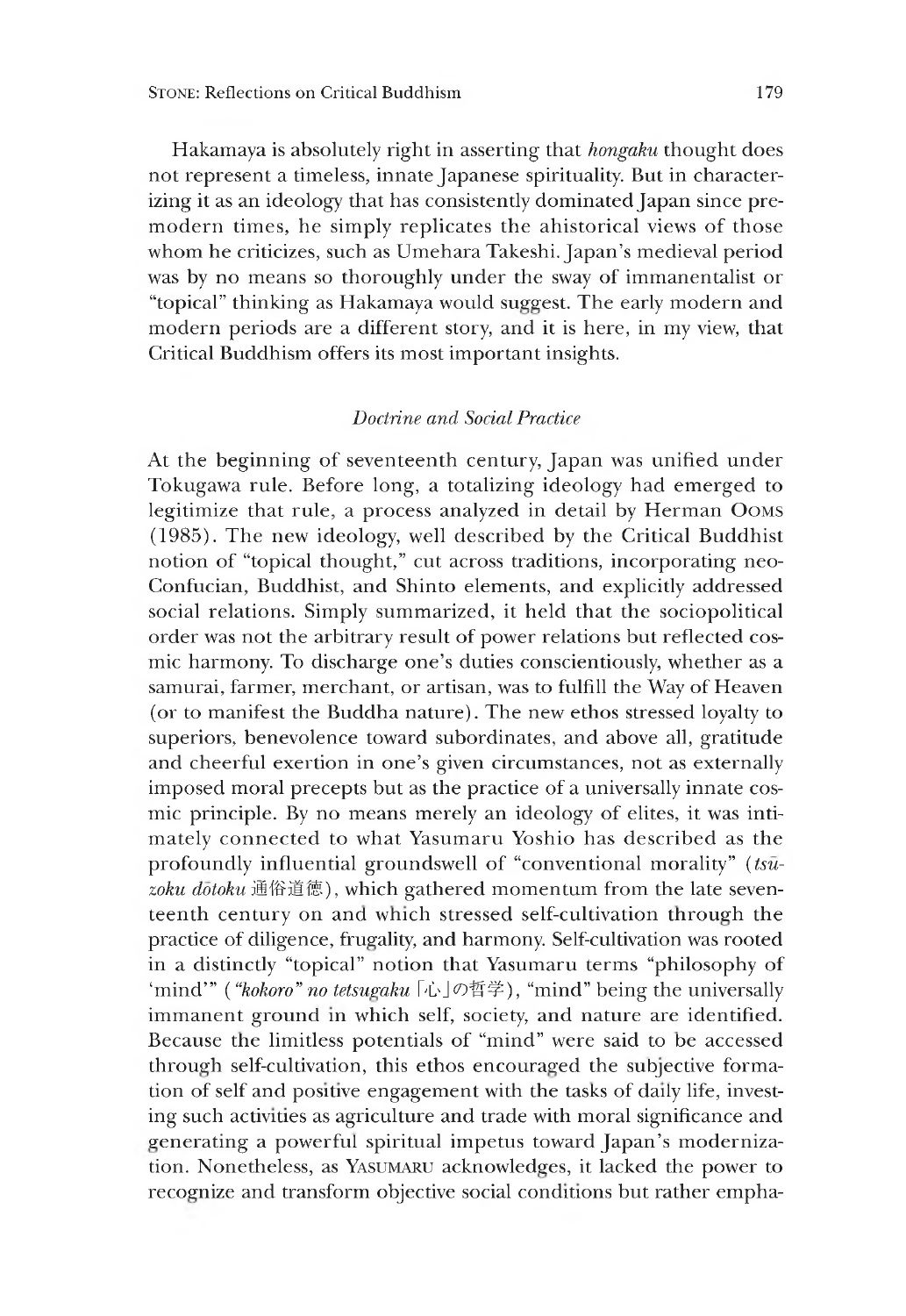Hakamaya is absolutely right in asserting that *hongaku* thought does not represent a timeless, innate Japanese spirituality. But in characterizing it as an ideology that has consistently dominated Japan since premodern times, he simply replicates the ahistorical views of those whom he criticizes, such as Umehara Takeshi. Japan's medieval period was by no means so thoroughly under the sway of immanentalist or "topical" thinking as Hakamaya would suggest. The early modern and modern periods are a different story, and it is here, in my view, that Critical Buddhism offers its most important insights.

### *Doctrine and Social Practice*

At the beginning of seventeenth century, Japan was unified under Tokugawa rule. Before long, a totalizing ideology had emerged to legitimize that rule, a process analyzed in detail by Herman OOMS (1985). The new ideology, well described by the Critical Buddhist notion of "topical thought," cut across traditions, incorporating neo-Confucian, Buddhist, and Shinto elements, and explicitly addressed social relations. Simply summarized, it held that the sociopolitical order was not the arbitrary result of power relations but reflected cosmic harmony. To discharge one's duties conscientiously, whether as a samurai, farmer, merchant, or artisan, was to fulfill the Way of Heaven (or to manifest the Buddha nature). The new ethos stressed loyalty to superiors, benevolence toward subordinates, and above all, gratitude and cheerful exertion in one's given circumstances, not as externally imposed moral precepts but as the practice of a universally innate cosmic principle. By no means merely an ideology of elites, it was intimately connected to what Yasumaru Yoshio has described as the profoundly influential groundswell of "conventional morality" (*tsūzoku dōtoku* 通俗道徳), which gathered momentum from the late seventeenth century on and which stressed self-cultivation through the practice of diligence, frugality, and harmony. Self-cultivation was rooted in a distinctly "topical" notion that Yasumaru terms "philosophy of 'mind'" (*"kokoro" no tetsugaku* 「心」の哲学), "mind" being the universally immanent ground in which self, society, and nature are identified. Because the limitless potentials of "mind" were said to be accessed through self-cultivation, this ethos encouraged the subjective formation of self and positive engagement with the tasks of daily life, investing such activities as agriculture and trade with moral significance and generating a powerful spiritual impetus toward Japan's modernization. Nonetheless, as YASUMARU acknowledges, it lacked the power to recognize and transform objective social conditions but rather empha-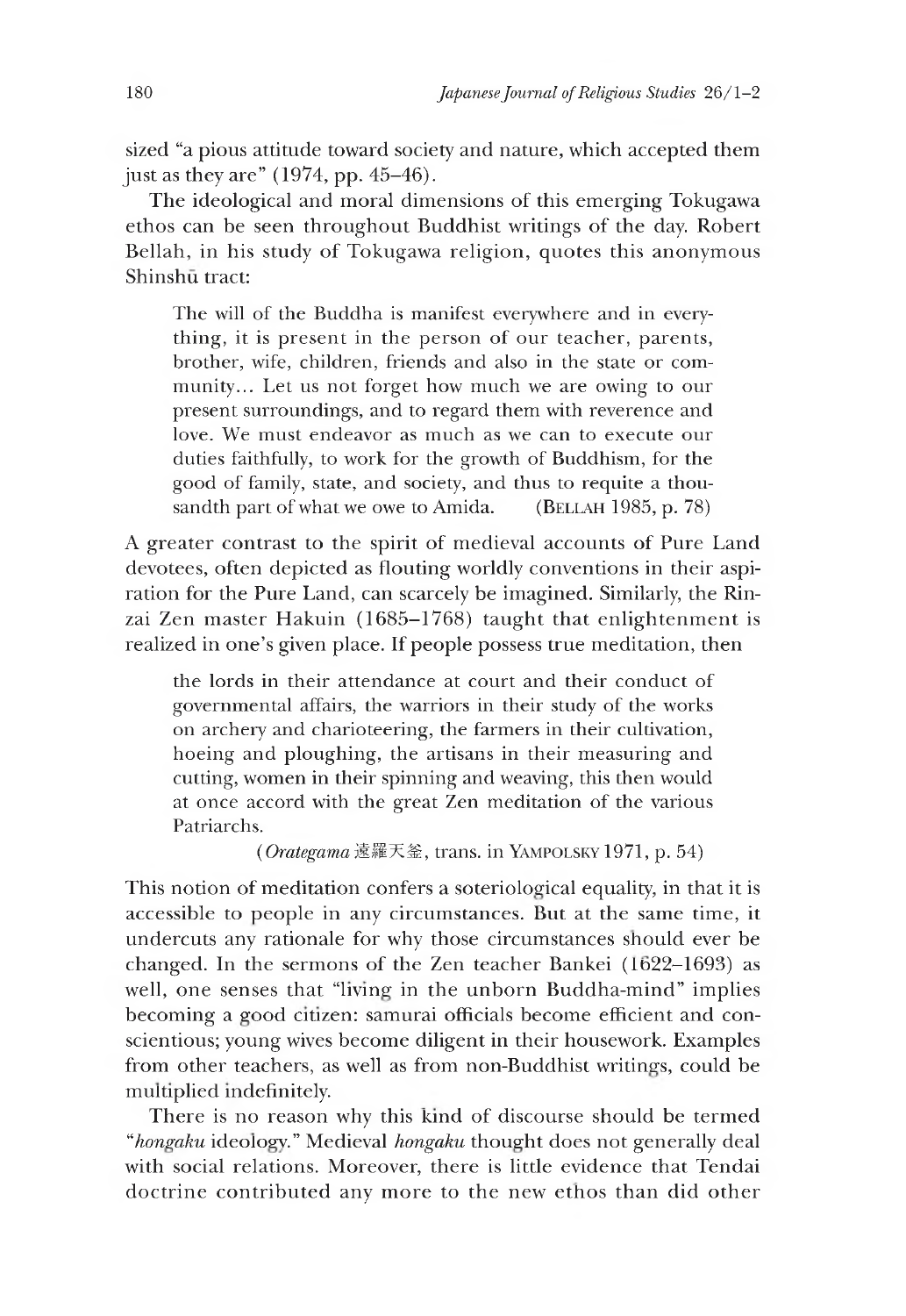sized "a pious attitude toward society and nature, which accepted them just as they are" (1974, pp. 45–46).

The ideological and moral dimensions of this emerging Tokugawa ethos can be seen throughout Buddhist writings of the day. Robert Bellah, in his study of Tokugawa religion, quotes this anonymous Shinshū tract:

> The will of the Buddha is manifest everywhere and in everything, it is present in the person of our teacher, parents, brother, wife, children, friends and also in the state or community... Let us not forget how much we are owing to our present surroundings, and to regard them with reverence and love. We must endeavor as much as we can to execute our duties faithfully, to work for the growth of Buddhism, for the good of family, state, and society, and thus to requite a thousandth part of what we owe to Amida. (BELLAH 1985, p. 78)

A greater contrast to the spirit of medieval accounts of Pure Land devotees, often depicted as flouting worldly conventions in their aspiration for the Pure Land, can scarcely be imagined. Similarly, the Rinzai Zen master Hakuin (1685–1768) taught that enlightenment is realized in one's given place. If people possess true meditation, then

> the lords in their attendance at court and their conduct of governmental affairs, the warriors in their study of the works on archery and charioteering, the farmers in their cultivation, hoeing and ploughing, the artisans in their measuring and cutting, women in their spinning and weaving, this then would at once accord with the great Zen meditation of the various Patriarchs.
>
> (*Orategama* 遠羅天釜, trans. in YAMPOLSKY 1971, p. 54)

This notion of meditation confers a soteriological equality, in that it is accessible to people in any circumstances. But at the same time, it undercuts any rationale for why those circumstances should ever be changed. In the sermons of the Zen teacher Bankei (1622–1693) as well, one senses that "living in the unborn Buddha-mind" implies becoming a good citizen: samurai officials become efficient and conscientious; young wives become diligent in their housework. Examples from other teachers, as well as from non-Buddhist writings, could be multiplied indefinitely.

There is no reason why this kind of discourse should be termed "*hongaku* ideology." Medieval *hongaku* thought does not generally deal with social relations. Moreover, there is little evidence that Tendai doctrine contributed any more to the new ethos than did other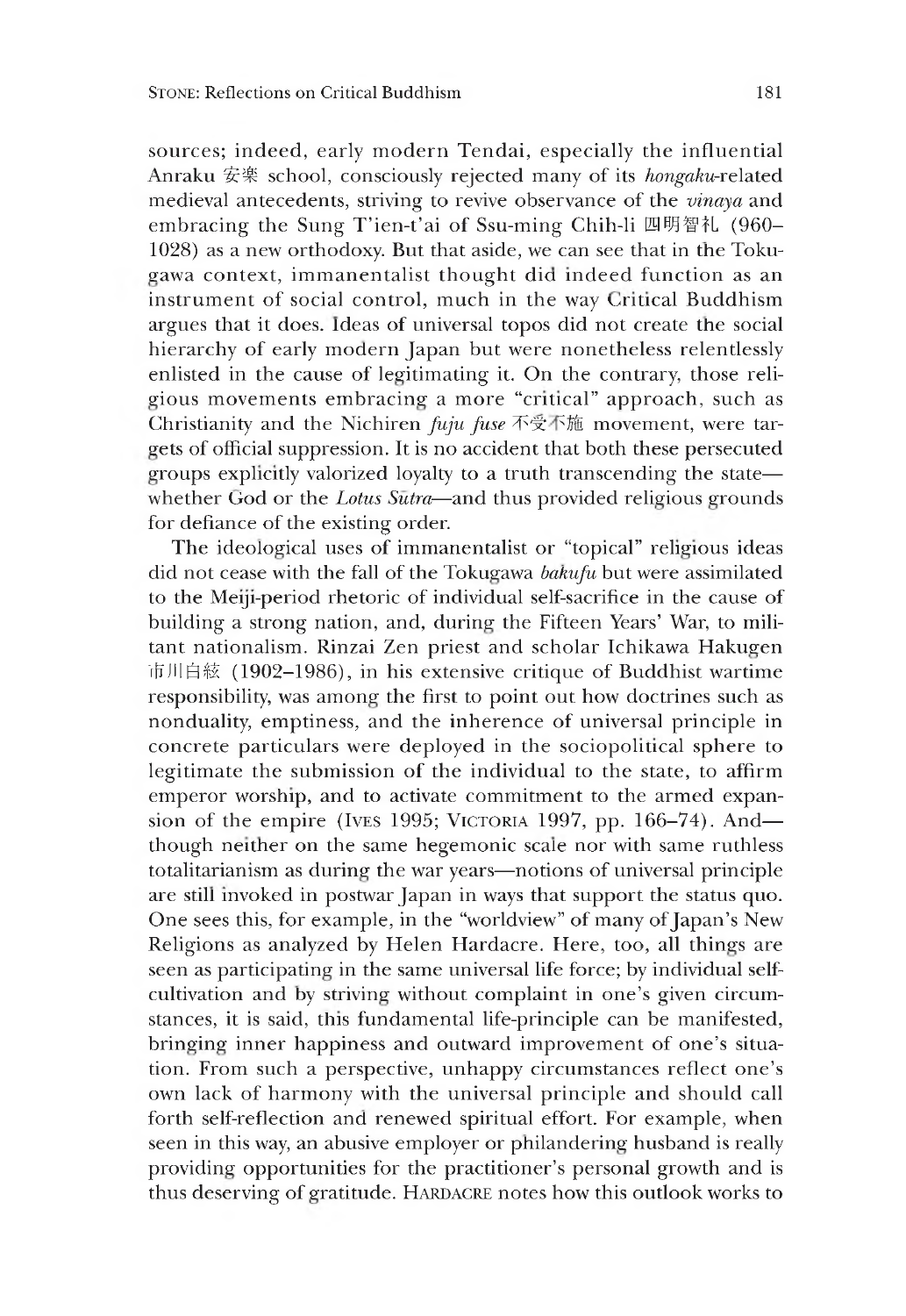sources; indeed, early modern Tendai, especially the influential Anraku 安楽 school, consciously rejected many of its *hongaku*-related medieval antecedents, striving to revive observance of the *vinaya* and embracing the Sung T'ien-t'ai of Ssu-ming Chih-li 四明智礼 (960–1028) as a new orthodoxy. But that aside, we can see that in the Tokugawa context, immanentalist thought did indeed function as an instrument of social control, much in the way Critical Buddhism argues that it does. Ideas of universal topos did not create the social hierarchy of early modern Japan but were nonetheless relentlessly enlisted in the cause of legitimating it. On the contrary, those religious movements embracing a more "critical" approach, such as Christianity and the Nichiren *fuju fuse* 不受不施 movement, were targets of official suppression. It is no accident that both these persecuted groups explicitly valorized loyalty to a truth transcending the state—whether God or the *Lotus Sūtra*—and thus provided religious grounds for defiance of the existing order.

The ideological uses of immanentalist or "topical" religious ideas did not cease with the fall of the Tokugawa *bakufu* but were assimilated to the Meiji-period rhetoric of individual self-sacrifice in the cause of building a strong nation, and, during the Fifteen Years' War, to militant nationalism. Rinzai Zen priest and scholar Ichikawa Hakugen 市川白絃 (1902–1986), in his extensive critique of Buddhist wartime responsibility, was among the first to point out how doctrines such as nonduality, emptiness, and the inherence of universal principle in concrete particulars were deployed in the sociopolitical sphere to legitimate the submission of the individual to the state, to affirm emperor worship, and to activate commitment to the armed expansion of the empire (Ives 1995; Victoria 1997, pp. 166–74). And—though neither on the same hegemonic scale nor with same ruthless totalitarianism as during the war years—notions of universal principle are still invoked in postwar Japan in ways that support the status quo. One sees this, for example, in the "worldview" of many of Japan's New Religions as analyzed by Helen Hardacre. Here, too, all things are seen as participating in the same universal life force; by individual self-cultivation and by striving without complaint in one's given circumstances, it is said, this fundamental life-principle can be manifested, bringing inner happiness and outward improvement of one's situation. From such a perspective, unhappy circumstances reflect one's own lack of harmony with the universal principle and should call forth self-reflection and renewed spiritual effort. For example, when seen in this way, an abusive employer or philandering husband is really providing opportunities for the practitioner's personal growth and is thus deserving of gratitude. Hardacre notes how this outlook works to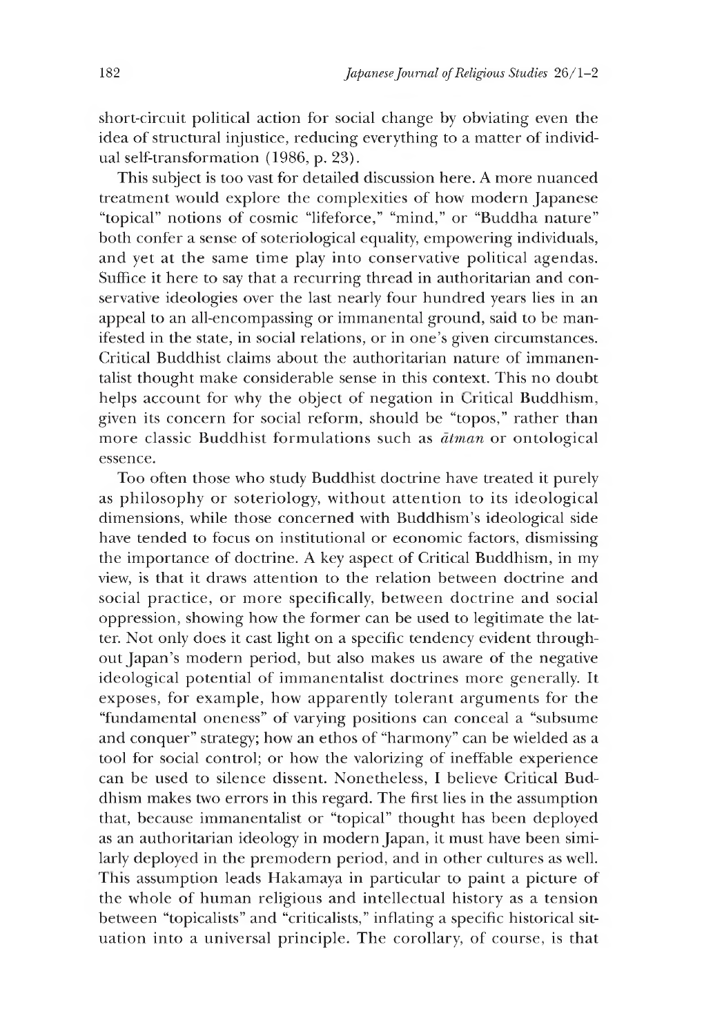short-circuit political action for social change by obviating even the idea of structural injustice, reducing everything to a matter of individual self-transformation (1986, p. 23).

This subject is too vast for detailed discussion here. A more nuanced treatment would explore the complexities of how modern Japanese "topical" notions of cosmic "lifeforce," "mind," or "Buddha nature" both confer a sense of soteriological equality, empowering individuals, and yet at the same time play into conservative political agendas. Suffice it here to say that a recurring thread in authoritarian and conservative ideologies over the last nearly four hundred years lies in an appeal to an all-encompassing or immanental ground, said to be manifested in the state, in social relations, or in one's given circumstances. Critical Buddhist claims about the authoritarian nature of immanentalist thought make considerable sense in this context. This no doubt helps account for why the object of negation in Critical Buddhism, given its concern for social reform, should be "topos," rather than more classic Buddhist formulations such as *ātman* or ontological essence.

Too often those who study Buddhist doctrine have treated it purely as philosophy or soteriology, without attention to its ideological dimensions, while those concerned with Buddhism's ideological side have tended to focus on institutional or economic factors, dismissing the importance of doctrine. A key aspect of Critical Buddhism, in my view, is that it draws attention to the relation between doctrine and social practice, or more specifically, between doctrine and social oppression, showing how the former can be used to legitimate the latter. Not only does it cast light on a specific tendency evident throughout Japan's modern period, but also makes us aware of the negative ideological potential of immanentalist doctrines more generally. It exposes, for example, how apparently tolerant arguments for the "fundamental oneness" of varying positions can conceal a "subsume and conquer" strategy; how an ethos of "harmony" can be wielded as a tool for social control; or how the valorizing of ineffable experience can be used to silence dissent. Nonetheless, I believe Critical Buddhism makes two errors in this regard. The first lies in the assumption that, because immanentalist or "topical" thought has been deployed as an authoritarian ideology in modern Japan, it must have been similarly deployed in the premodern period, and in other cultures as well. This assumption leads Hakamaya in particular to paint a picture of the whole of human religious and intellectual history as a tension between "topicalists" and "criticalists," inflating a specific historical situation into a universal principle. The corollary, of course, is that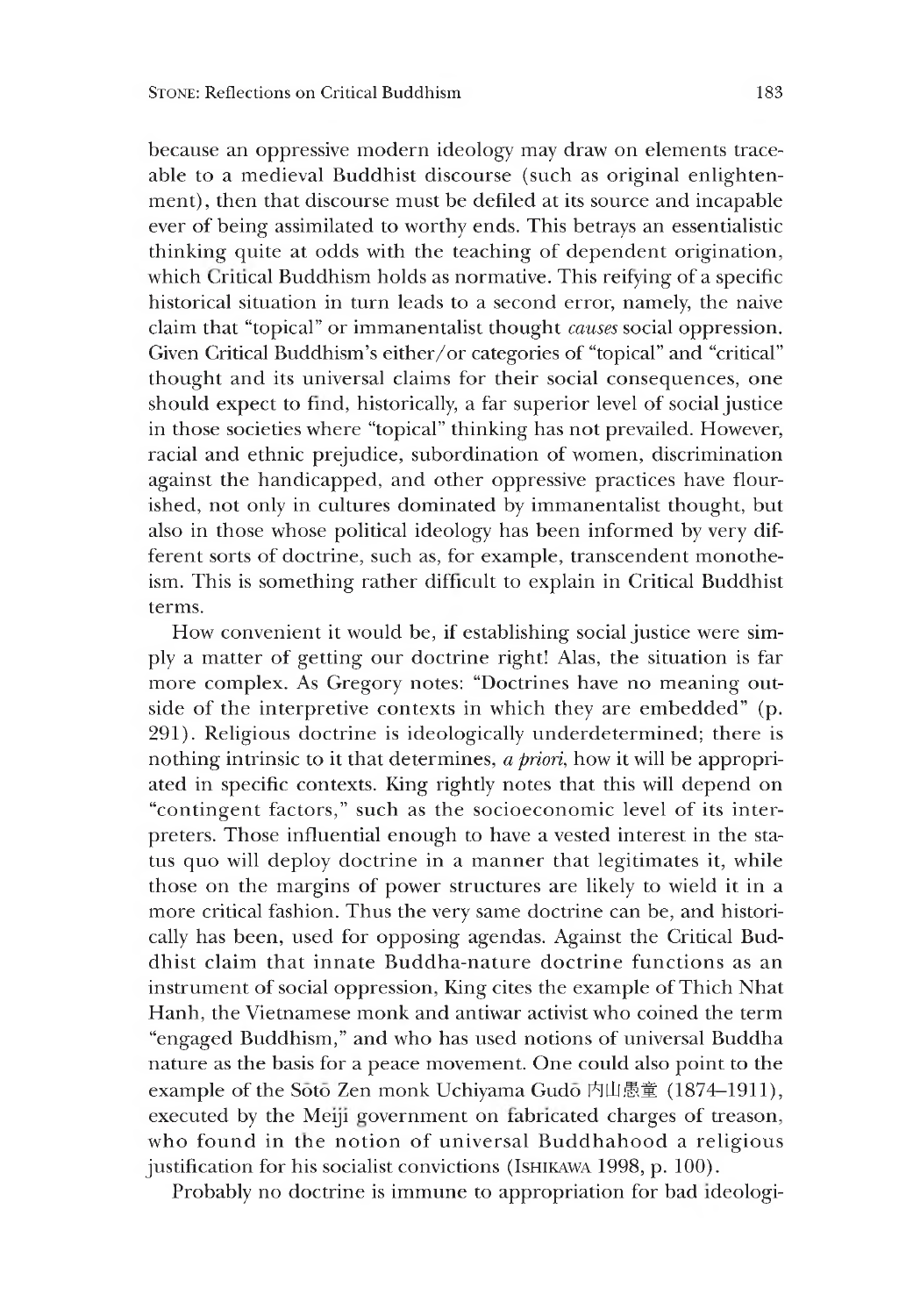because an oppressive modern ideology may draw on elements traceable to a medieval Buddhist discourse (such as original enlightenment), then that discourse must be defiled at its source and incapable ever of being assimilated to worthy ends. This betrays an essentialistic thinking quite at odds with the teaching of dependent origination, which Critical Buddhism holds as normative. This reifying of a specific historical situation in turn leads to a second error, namely, the naive claim that "topical" or immanentalist thought *causes* social oppression. Given Critical Buddhism's either/or categories of "topical" and "critical" thought and its universal claims for their social consequences, one should expect to find, historically, a far superior level of social justice in those societies where "topical" thinking has not prevailed. However, racial and ethnic prejudice, subordination of women, discrimination against the handicapped, and other oppressive practices have flourished, not only in cultures dominated by immanentalist thought, but also in those whose political ideology has been informed by very different sorts of doctrine, such as, for example, transcendent monotheism. This is something rather difficult to explain in Critical Buddhist terms.

How convenient it would be, if establishing social justice were simply a matter of getting our doctrine right! Alas, the situation is far more complex. As Gregory notes: "Doctrines have no meaning outside of the interpretive contexts in which they are embedded" (p. 291). Religious doctrine is ideologically underdetermined; there is nothing intrinsic to it that determines, *a priori*, how it will be appropriated in specific contexts. King rightly notes that this will depend on "contingent factors," such as the socioeconomic level of its interpreters. Those influential enough to have a vested interest in the status quo will deploy doctrine in a manner that legitimates it, while those on the margins of power structures are likely to wield it in a more critical fashion. Thus the very same doctrine can be, and historically has been, used for opposing agendas. Against the Critical Buddhist claim that innate Buddha-nature doctrine functions as an instrument of social oppression, King cites the example of Thich Nhat Hanh, the Vietnamese monk and antiwar activist who coined the term "engaged Buddhism," and who has used notions of universal Buddha nature as the basis for a peace movement. One could also point to the example of the Sōtō Zen monk Uchiyama Gudō 内山愚童 (1874–1911), executed by the Meiji government on fabricated charges of treason, who found in the notion of universal Buddhahood a religious justification for his socialist convictions (Ishikawa 1998, p. 100).

Probably no doctrine is immune to appropriation for bad ideologi-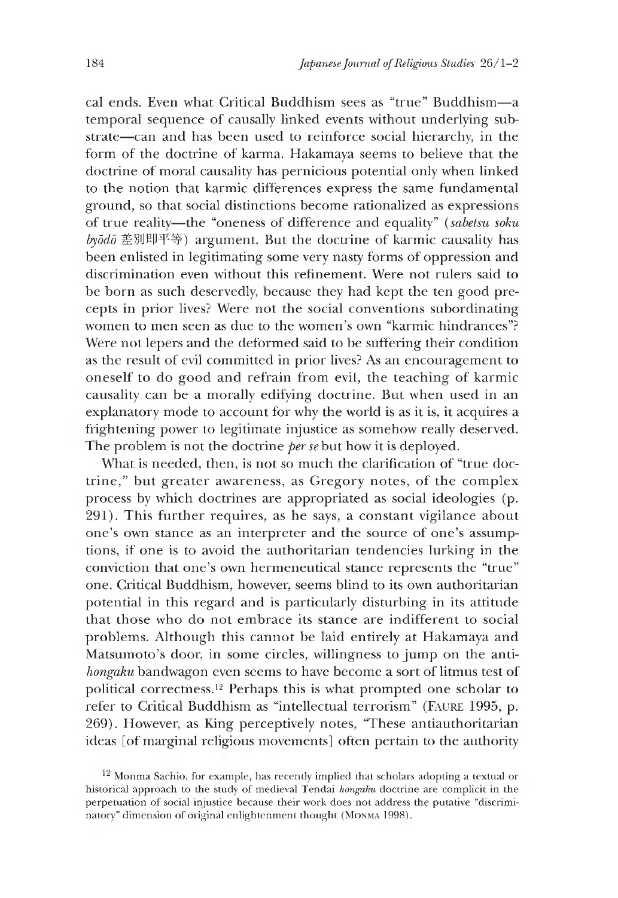cal ends. Even what Critical Buddhism sees as "true" Buddhism—a temporal sequence of causally linked events without underlying substrate—can and has been used to reinforce social hierarchy, in the form of the doctrine of karma. Hakamaya seems to believe that the doctrine of moral causality has pernicious potential only when linked to the notion that karmic differences express the same fundamental ground, so that social distinctions become rationalized as expressions of true reality—the "oneness of difference and equality" (*sabetsu soku byōdō* 差別即平等) argument. But the doctrine of karmic causality has been enlisted in legitimating some very nasty forms of oppression and discrimination even without this refinement. Were not rulers said to be born as such deservedly, because they had kept the ten good precepts in prior lives? Were not the social conventions subordinating women to men seen as due to the women's own "karmic hindrances"? Were not lepers and the deformed said to be suffering their condition as the result of evil committed in prior lives? As an encouragement to oneself to do good and refrain from evil, the teaching of karmic causality can be a morally edifying doctrine. But when used in an explanatory mode to account for why the world is as it is, it acquires a frightening power to legitimate injustice as somehow really deserved. The problem is not the doctrine *per se* but how it is deployed.

What is needed, then, is not so much the clarification of "true doctrine," but greater awareness, as Gregory notes, of the complex process by which doctrines are appropriated as social ideologies (p. 291). This further requires, as he says, a constant vigilance about one's own stance as an interpreter and the source of one's assumptions, if one is to avoid the authoritarian tendencies lurking in the conviction that one's own hermeneutical stance represents the "true" one. Critical Buddhism, however, seems blind to its own authoritarian potential in this regard and is particularly disturbing in its attitude that those who do not embrace its stance are indifferent to social problems. Although this cannot be laid entirely at Hakamaya and Matsumoto's door, in some circles, willingness to jump on the anti-*hongaku* bandwagon even seems to have become a sort of litmus test of political correctness.[12] Perhaps this is what prompted one scholar to refer to Critical Buddhism as "intellectual terrorism" (FAURE 1995, p. 269). However, as King perceptively notes, "These antiauthoritarian ideas [of marginal religious movements] often pertain to the authority

[12] Monma Sachio, for example, has recently implied that scholars adopting a textual or historical approach to the study of medieval Tendai *hongaku* doctrine are complicit in the perpetuation of social injustice because their work does not address the putative "discriminatory" dimension of original enlightenment thought (MONMA 1998).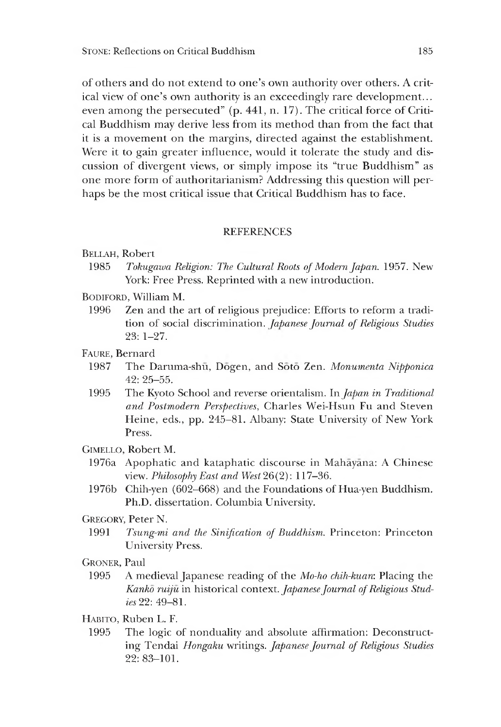of others and do not extend to one's own authority over others. A critical view of one's own authority is an exceedingly rare development... even among the persecuted" (p. 441, n. 17). The critical force of Critical Buddhism may derive less from its method than from the fact that it is a movement on the margins, directed against the establishment. Were it to gain greater influence, would it tolerate the study and discussion of divergent views, or simply impose its "true Buddhism" as one more form of authoritarianism? Addressing this question will perhaps be the most critical issue that Critical Buddhism has to face.

## REFERENCES

BELLAH, Robert

1985 *Tokugawa Religion: The Cultural Roots of Modern Japan*. 1957. New York: Free Press. Reprinted with a new introduction.

BODIFORD, William M.

1996 Zen and the art of religious prejudice: Efforts to reform a tradition of social discrimination. *Japanese Journal of Religious Studies* 23: 1–27.

FAURE, Bernard

1987 The Daruma-shū, Dōgen, and Sōtō Zen. *Monumenta Nipponica* 42: 25–55.

1995 The Kyoto School and reverse orientalism. In *Japan in Traditional and Postmodern Perspectives*, Charles Wei-Hsun Fu and Steven Heine, eds., pp. 245–81. Albany: State University of New York Press.

GIMELLO, Robert M.

1976a Apophatic and kataphatic discourse in Mahāyāna: A Chinese view. *Philosophy East and West* 26(2): 117–36.

1976b Chih-yen (602–668) and the Foundations of Hua-yen Buddhism. Ph.D. dissertation. Columbia University.

GREGORY, Peter N.

1991 *Tsung-mi and the Sinification of Buddhism*. Princeton: Princeton University Press.

GRONER, Paul

1995 A medieval Japanese reading of the *Mo-ho chih-kuan*: Placing the *Kankō ruijū* in historical context. *Japanese Journal of Religious Studies* 22: 49–81.

HABITO, Ruben L. F.

1995 The logic of nonduality and absolute affirmation: Deconstructing Tendai *Hongaku* writings. *Japanese Journal of Religious Studies* 22: 83–101.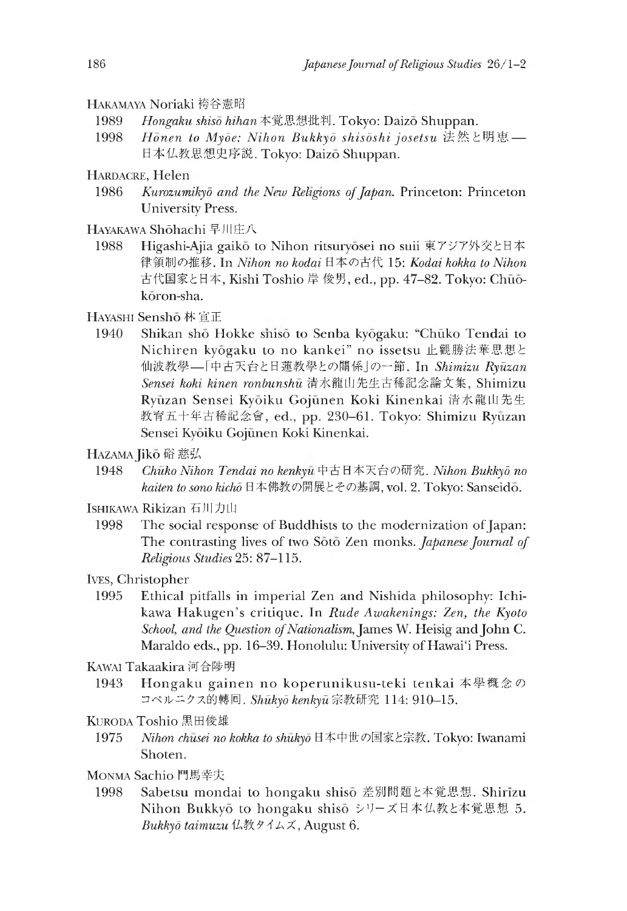HAKAMAYA Noriaki 袴谷憲昭

1989 *Hongaku shisō hihan* 本覚思想批判. Tokyo: Daizō Shuppan.

1998 *Hōnen to Myōe: Nihon Bukkyō shisōshi josetsu* 法然と明恵—日本仏教思想史序説. Tokyo: Daizō Shuppan.

HARDACRE, Helen

1986 *Kurozumikyō and the New Religions of Japan.* Princeton: Princeton University Press.

HAYAKAWA Shōhachi 早川庄八

1988 Higashi-Ajia gaikō to Nihon ritsuryōsei no suii 東アジア外交と日本律領制の推移. In *Nihon no kodai* 日本の古代 15: *Kodai kokka to Nihon* 古代国家と日本, Kishi Toshio 岸 俊男, ed., pp. 47–82. Tokyo: Chūō-kōron-sha.

HAYASHI Senshō 林 宣正

1940 Shikan shō Hokke shisō to Senba kyōgaku: "Chūko Tendai to Nichiren kyōgaku to no kankei" no issetsu 止観勝法華思想と仙波教學—「中古天台と日蓮教學との關係」の一節. In *Shimizu Ryūzan Sensei koki kinen ronbunshū* 清水龍山先生古稀記念論文集, Shimizu Ryūzan Sensei Kyōiku Gojūnen Koki Kinenkai 清水龍山先生教育五十年古稀記念會, ed., pp. 230–61. Tokyo: Shimizu Ryūzan Sensei Kyōiku Gojūnen Koki Kinenkai.

HAZAMA Jikō 硲 慈弘

1948 *Chūko Nihon Tendai no kenkyū* 中古日本天台の研究. *Nihon Bukkyō no kaiten to sono kichō* 日本佛教の開展とその基調, vol. 2. Tokyo: Sanseidō.

ISHIKAWA Rikizan 石川力山

1998 The social response of Buddhists to the modernization of Japan: The contrasting lives of two Sōtō Zen monks. *Japanese Journal of Religious Studies* 25: 87–115.

IVES, Christopher

1995 Ethical pitfalls in imperial Zen and Nishida philosophy: Ichikawa Hakugen's critique. In *Rude Awakenings: Zen, the Kyoto School, and the Question of Nationalism,* James W. Heisig and John C. Maraldo eds., pp. 16–39. Honolulu: University of Hawai'i Press.

KAWAI Takaakira 河合陟明

1943 Hongaku gainen no koperunikusu-teki tenkai 本學概念のコペルニクス的轉回. *Shūkyō kenkyū* 宗教研究 114: 910–15.

KURODA Toshio 黒田俊雄

1975 *Nihon chūsei no kokka to shūkyō* 日本中世の国家と宗教. Tokyo: Iwanami Shoten.

MONMA Sachio 門馬幸夫

1998 Sabetsu mondai to hongaku shisō 差別問題と本覚思想. Shirīzu Nihon Bukkyō to hongaku shisō シリーズ日本仏教と本覚思想 5. *Bukkyō taimuzu* 仏教タイムズ, August 6.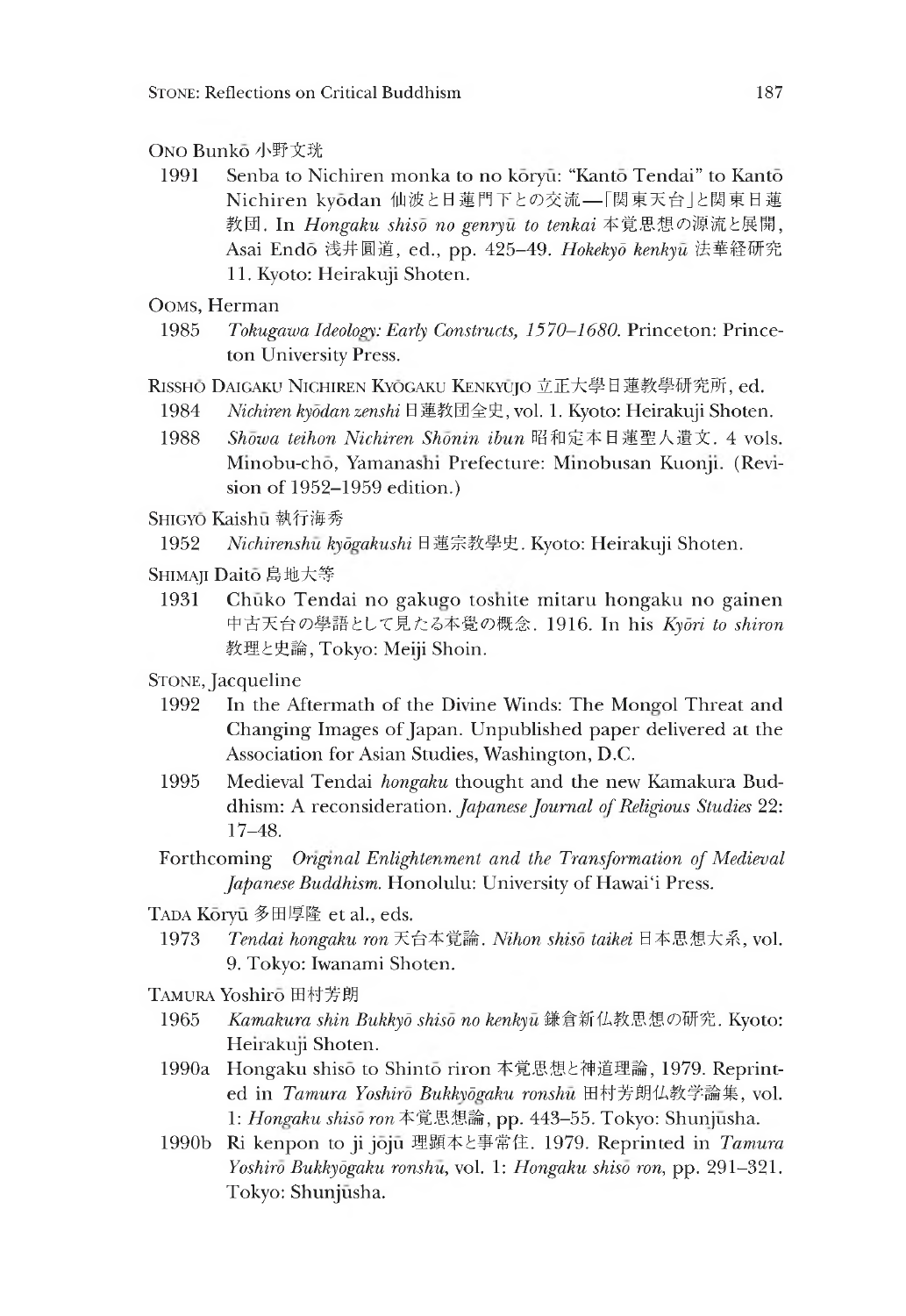ONO Bunkō 小野文珖

1991 Senba to Nichiren monka to no kōryū: "Kantō Tendai" to Kantō Nichiren kyōdan 仙波と日蓮門下との交流—「関東天台」と関東日蓮教団. In *Hongaku shisō no genryū to tenkai* 本覚思想の源流と展開, Asai Endō 浅井圓道, ed., pp. 425–49. *Hokekyō kenkyū* 法華経研究 11. Kyoto: Heirakuji Shoten.

OOMS, Herman

1985 *Tokugawa Ideology: Early Constructs, 1570–1680.* Princeton: Princeton University Press.

RISSHŌ DAIGAKU NICHIREN KYŌGAKU KENKYŪJO 立正大學日蓮教學研究所, ed.

1984 *Nichiren kyōdan zenshi* 日蓮教団全史, vol. 1. Kyoto: Heirakuji Shoten.

1988 *Shōwa teihon Nichiren Shōnin ibun* 昭和定本日蓮聖人遺文. 4 vols. Minobu-chō, Yamanashi Prefecture: Minobusan Kuonji. (Revision of 1952–1959 edition.)

SHIGYŌ Kaishū 執行海秀

1952 *Nichirenshū kyōgakushi* 日蓮宗教學史. Kyoto: Heirakuji Shoten.

SHIMAJI Daitō 島地大等

1931 Chūko Tendai no gakugo toshite mitaru hongaku no gainen 中古天台の學語として見たる本覺の概念. 1916. In his *Kyōri to shiron* 教理と史論, Tokyo: Meiji Shoin.

STONE, Jacqueline

1992 In the Aftermath of the Divine Winds: The Mongol Threat and Changing Images of Japan. Unpublished paper delivered at the Association for Asian Studies, Washington, D.C.

1995 Medieval Tendai *hongaku* thought and the new Kamakura Buddhism: A reconsideration. *Japanese Journal of Religious Studies* 22: 17–48.

Forthcoming *Original Enlightenment and the Transformation of Medieval Japanese Buddhism.* Honolulu: University of Hawai'i Press.

TADA Kōryū 多田厚隆 et al., eds.

1973 *Tendai hongaku ron* 天台本覚論. *Nihon shisō taikei* 日本思想大系, vol. 9. Tokyo: Iwanami Shoten.

TAMURA Yoshirō 田村芳朗

1965 *Kamakura shin Bukkyō shisō no kenkyū* 鎌倉新仏教思想の研究. Kyoto: Heirakuji Shoten.

1990a Hongaku shisō to Shintō riron 本覚思想と神道理論, 1979. Reprinted in *Tamura Yoshirō Bukkyōgaku ronshū* 田村芳朗仏教学論集, vol. 1: *Hongaku shisō ron* 本覚思想論, pp. 443–55. Tokyo: Shunjūsha.

1990b Ri kenpon to ji jōjū 理顕本と事常住. 1979. Reprinted in *Tamura Yoshirō Bukkyōgaku ronshū*, vol. 1: *Hongaku shisō ron*, pp. 291–321. Tokyo: Shunjūsha.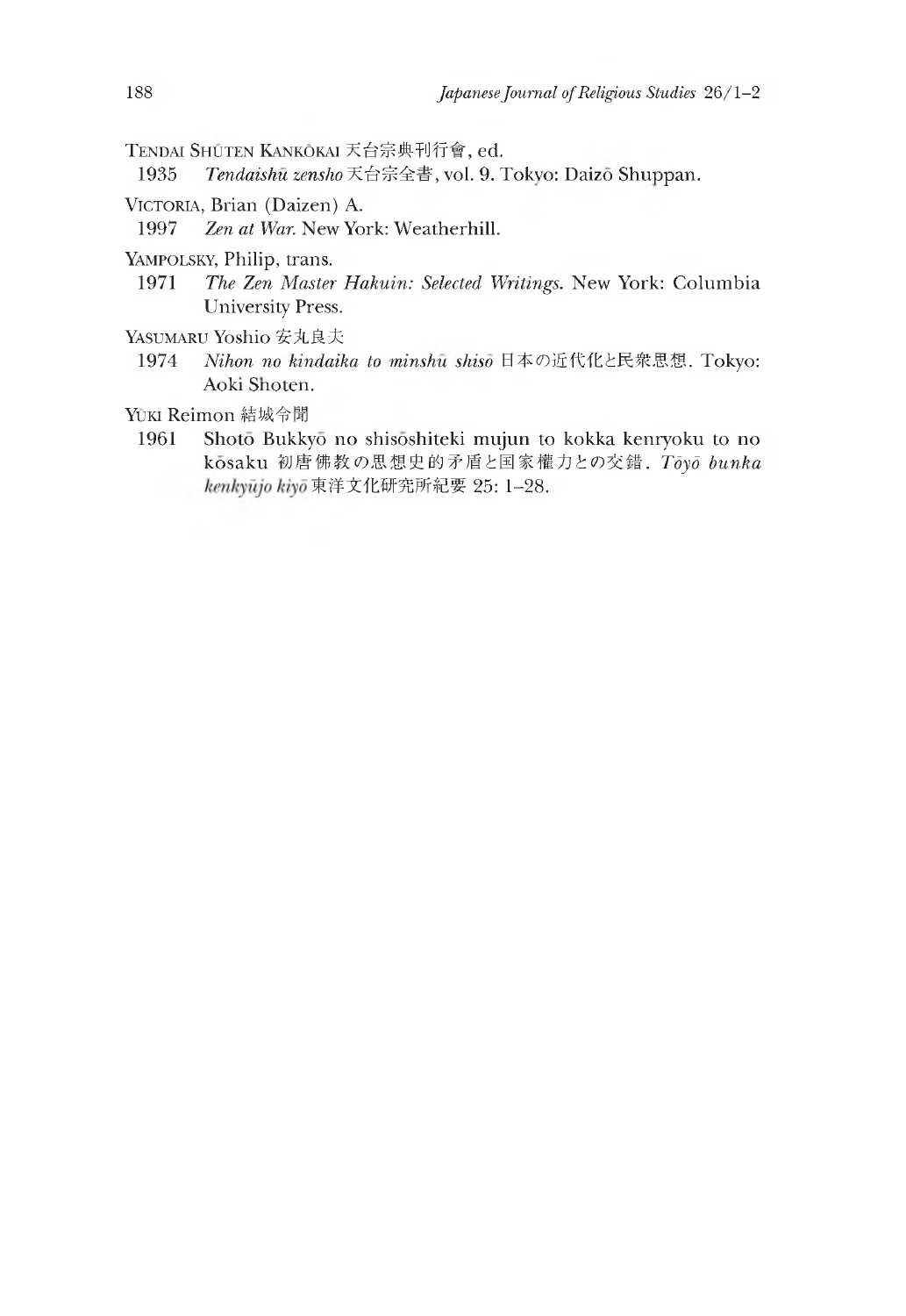TENDAI SHŪTEN KANKŌKAI 天台宗典刊行會, ed.

1935 *Tendaishū zensho* 天台宗全書, vol. 9. Tokyo: Daizō Shuppan.

VICTORIA, Brian (Daizen) A.

1997 *Zen at War.* New York: Weatherhill.

YAMPOLSKY, Philip, trans.

1971 *The Zen Master Hakuin: Selected Writings.* New York: Columbia University Press.

YASUMARU Yoshio 安丸良夫

1974 *Nihon no kindaika to minshū shisō* 日本の近代化と民衆思想. Tokyo: Aoki Shoten.

YŪKI Reimon 結城令聞

1961 Shotō Bukkyō no shisōshiteki mujun to kokka kenryoku to no kōsaku 初唐佛教の思想史的矛盾と国家權力との交錯. *Tōyō bunka kenkyūjo kiyō* 東洋文化研究所紀要 25: 1–28.